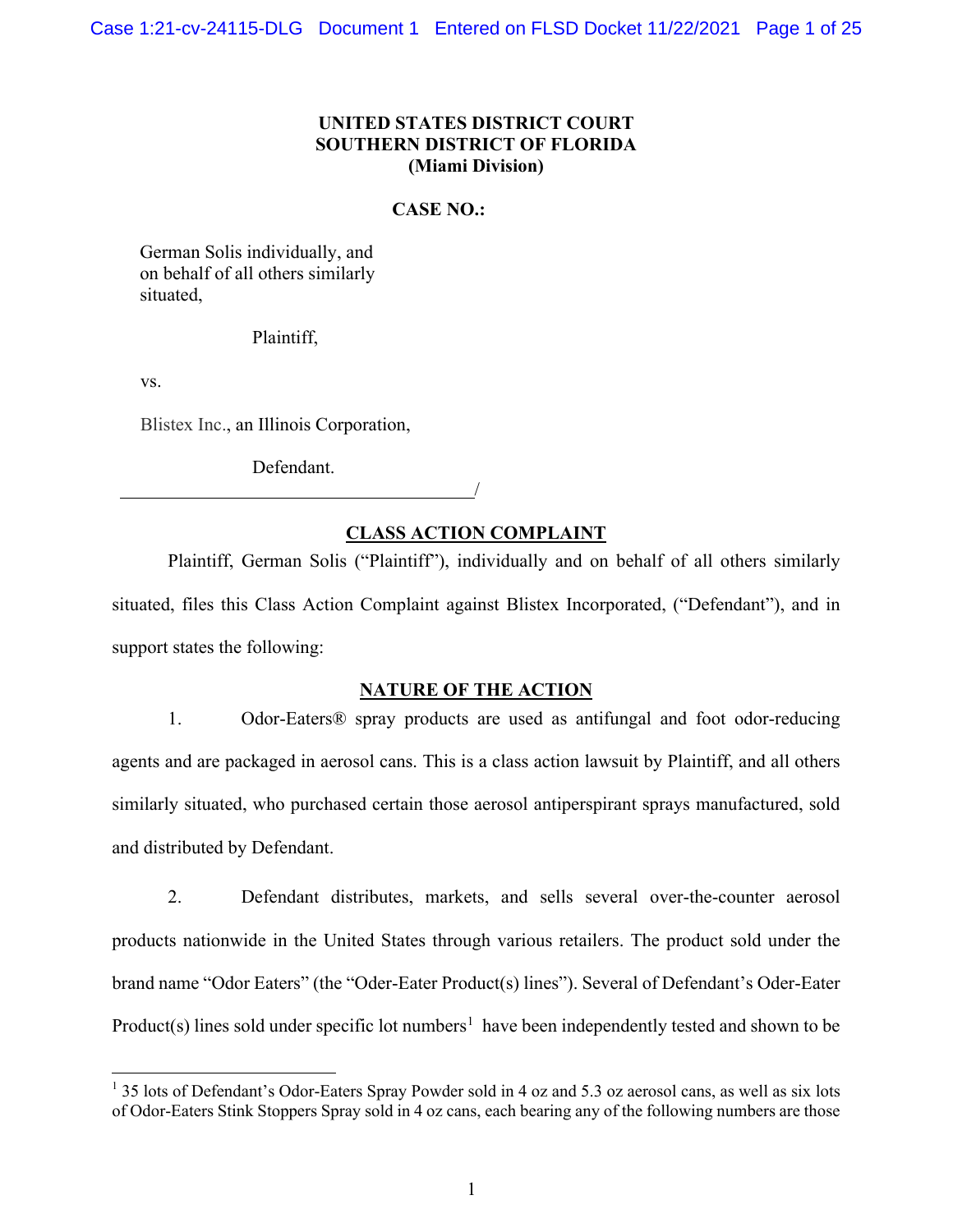**UNITED STATES DISTRICT COURT**
**SOUTHERN DISTRICT OF FLORIDA**
**(Miami Division)**

**CASE NO.:**

German Solis individually, and on behalf of all others similarly situated,

Plaintiff,

vs.

Blistex Inc., an Illinois Corporation,

Defendant.

______________________________________/

## CLASS ACTION COMPLAINT

Plaintiff, German Solis ("Plaintiff"), individually and on behalf of all others similarly situated, files this Class Action Complaint against Blistex Incorporated, ("Defendant"), and in support states the following:

## NATURE OF THE ACTION

1. Odor-Eaters® spray products are used as antifungal and foot odor-reducing agents and are packaged in aerosol cans. This is a class action lawsuit by Plaintiff, and all others similarly situated, who purchased certain those aerosol antiperspirant sprays manufactured, sold and distributed by Defendant.

2. Defendant distributes, markets, and sells several over-the-counter aerosol products nationwide in the United States through various retailers. The product sold under the brand name "Odor Eaters" (the "Oder-Eater Product(s) lines"). Several of Defendant's Oder-Eater Product(s) lines sold under specific lot numbers[1] have been independently tested and shown to be

[1] 35 lots of Defendant's Odor-Eaters Spray Powder sold in 4 oz and 5.3 oz aerosol cans, as well as six lots of Odor-Eaters Stink Stoppers Spray sold in 4 oz cans, each bearing any of the following numbers are those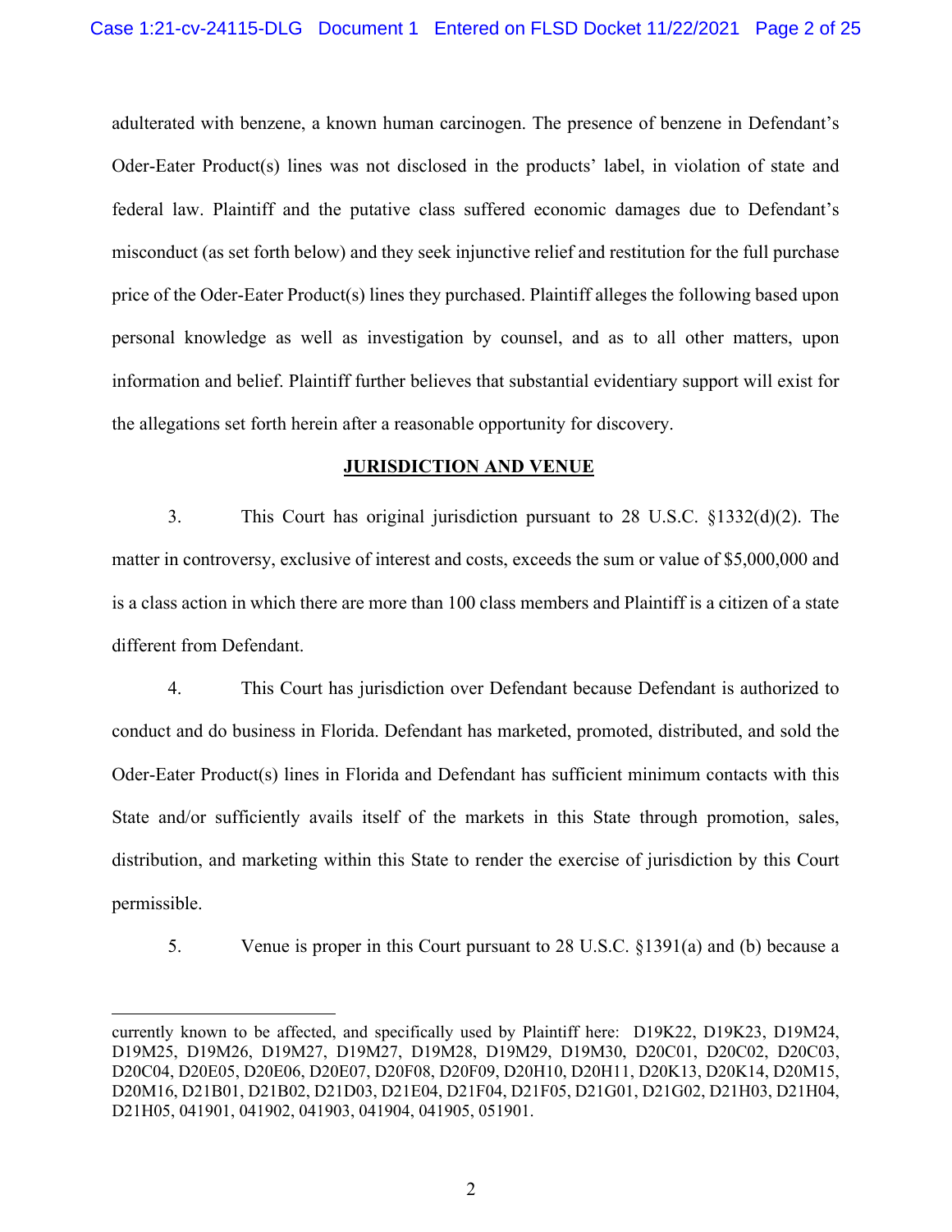adulterated with benzene, a known human carcinogen. The presence of benzene in Defendant's Oder-Eater Product(s) lines was not disclosed in the products' label, in violation of state and federal law. Plaintiff and the putative class suffered economic damages due to Defendant's misconduct (as set forth below) and they seek injunctive relief and restitution for the full purchase price of the Oder-Eater Product(s) lines they purchased. Plaintiff alleges the following based upon personal knowledge as well as investigation by counsel, and as to all other matters, upon information and belief. Plaintiff further believes that substantial evidentiary support will exist for the allegations set forth herein after a reasonable opportunity for discovery.

## JURISDICTION AND VENUE

3. This Court has original jurisdiction pursuant to 28 U.S.C. §1332(d)(2). The matter in controversy, exclusive of interest and costs, exceeds the sum or value of $5,000,000 and is a class action in which there are more than 100 class members and Plaintiff is a citizen of a state different from Defendant.

4. This Court has jurisdiction over Defendant because Defendant is authorized to conduct and do business in Florida. Defendant has marketed, promoted, distributed, and sold the Oder-Eater Product(s) lines in Florida and Defendant has sufficient minimum contacts with this State and/or sufficiently avails itself of the markets in this State through promotion, sales, distribution, and marketing within this State to render the exercise of jurisdiction by this Court permissible.

5. Venue is proper in this Court pursuant to 28 U.S.C. §1391(a) and (b) because a

---

currently known to be affected, and specifically used by Plaintiff here: D19K22, D19K23, D19M24, D19M25, D19M26, D19M27, D19M27, D19M28, D19M29, D19M30, D20C01, D20C02, D20C03, D20C04, D20E05, D20E06, D20E07, D20F08, D20F09, D20H10, D20H11, D20K13, D20K14, D20M15, D20M16, D21B01, D21B02, D21D03, D21E04, D21F04, D21F05, D21G01, D21G02, D21H03, D21H04, D21H05, 041901, 041902, 041903, 041904, 041905, 051901.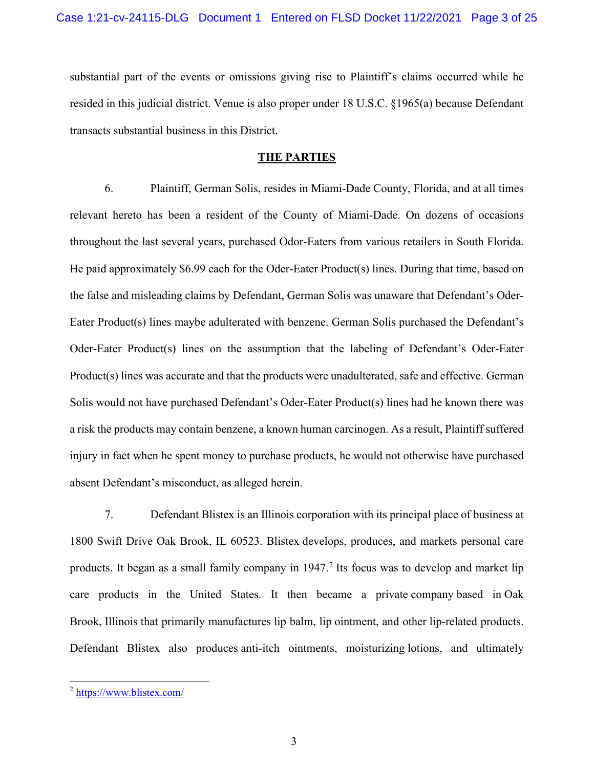substantial part of the events or omissions giving rise to Plaintiff's claims occurred while he resided in this judicial district. Venue is also proper under 18 U.S.C. §1965(a) because Defendant transacts substantial business in this District.

## THE PARTIES

6. Plaintiff, German Solis, resides in Miami-Dade County, Florida, and at all times relevant hereto has been a resident of the County of Miami-Dade. On dozens of occasions throughout the last several years, purchased Odor-Eaters from various retailers in South Florida. He paid approximately $6.99 each for the Oder-Eater Product(s) lines. During that time, based on the false and misleading claims by Defendant, German Solis was unaware that Defendant's Oder-Eater Product(s) lines maybe adulterated with benzene. German Solis purchased the Defendant's Oder-Eater Product(s) lines on the assumption that the labeling of Defendant's Oder-Eater Product(s) lines was accurate and that the products were unadulterated, safe and effective. German Solis would not have purchased Defendant's Oder-Eater Product(s) lines had he known there was a risk the products may contain benzene, a known human carcinogen. As a result, Plaintiff suffered injury in fact when he spent money to purchase products, he would not otherwise have purchased absent Defendant's misconduct, as alleged herein.

7. Defendant Blistex is an Illinois corporation with its principal place of business at 1800 Swift Drive Oak Brook, IL 60523. Blistex develops, produces, and markets personal care products. It began as a small family company in 1947.[2] Its focus was to develop and market lip care products in the United States. It then became a private company based in Oak Brook, Illinois that primarily manufactures lip balm, lip ointment, and other lip-related products. Defendant Blistex also produces anti-itch ointments, moisturizing lotions, and ultimately

---

[2] https://www.blistex.com/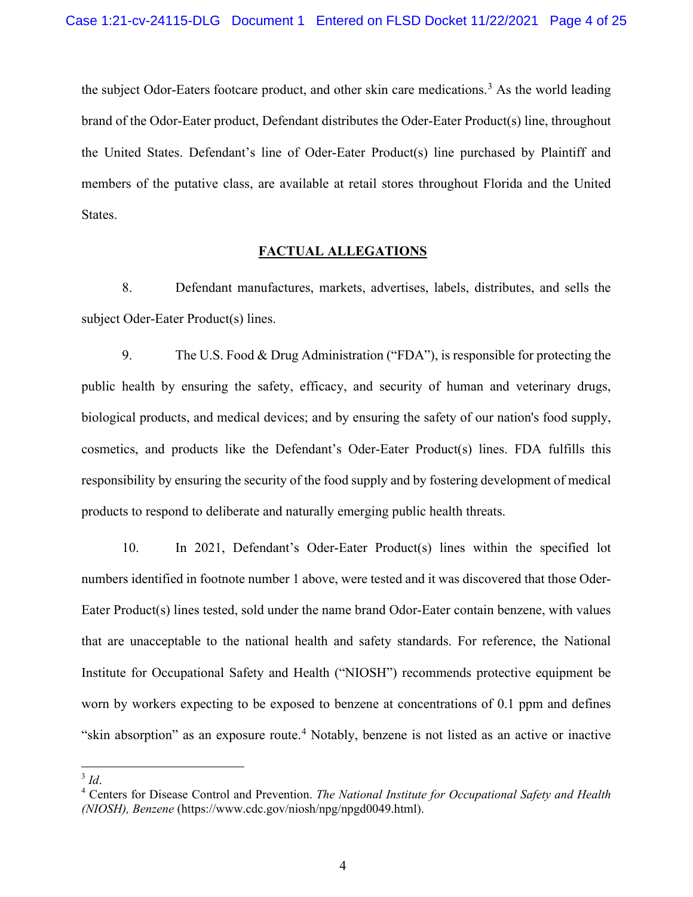the subject Odor-Eaters footcare product, and other skin care medications.[3] As the world leading brand of the Odor-Eater product, Defendant distributes the Oder-Eater Product(s) line, throughout the United States. Defendant's line of Oder-Eater Product(s) line purchased by Plaintiff and members of the putative class, are available at retail stores throughout Florida and the United States.

## FACTUAL ALLEGATIONS

8. Defendant manufactures, markets, advertises, labels, distributes, and sells the subject Oder-Eater Product(s) lines.

9. The U.S. Food & Drug Administration ("FDA"), is responsible for protecting the public health by ensuring the safety, efficacy, and security of human and veterinary drugs, biological products, and medical devices; and by ensuring the safety of our nation's food supply, cosmetics, and products like the Defendant's Oder-Eater Product(s) lines. FDA fulfills this responsibility by ensuring the security of the food supply and by fostering development of medical products to respond to deliberate and naturally emerging public health threats.

10. In 2021, Defendant's Oder-Eater Product(s) lines within the specified lot numbers identified in footnote number 1 above, were tested and it was discovered that those Oder-Eater Product(s) lines tested, sold under the name brand Odor-Eater contain benzene, with values that are unacceptable to the national health and safety standards. For reference, the National Institute for Occupational Safety and Health ("NIOSH") recommends protective equipment be worn by workers expecting to be exposed to benzene at concentrations of 0.1 ppm and defines "skin absorption" as an exposure route.[4] Notably, benzene is not listed as an active or inactive

---

[3] *Id*.

[4] Centers for Disease Control and Prevention. *The National Institute for Occupational Safety and Health (NIOSH), Benzene* (https://www.cdc.gov/niosh/npg/npgd0049.html).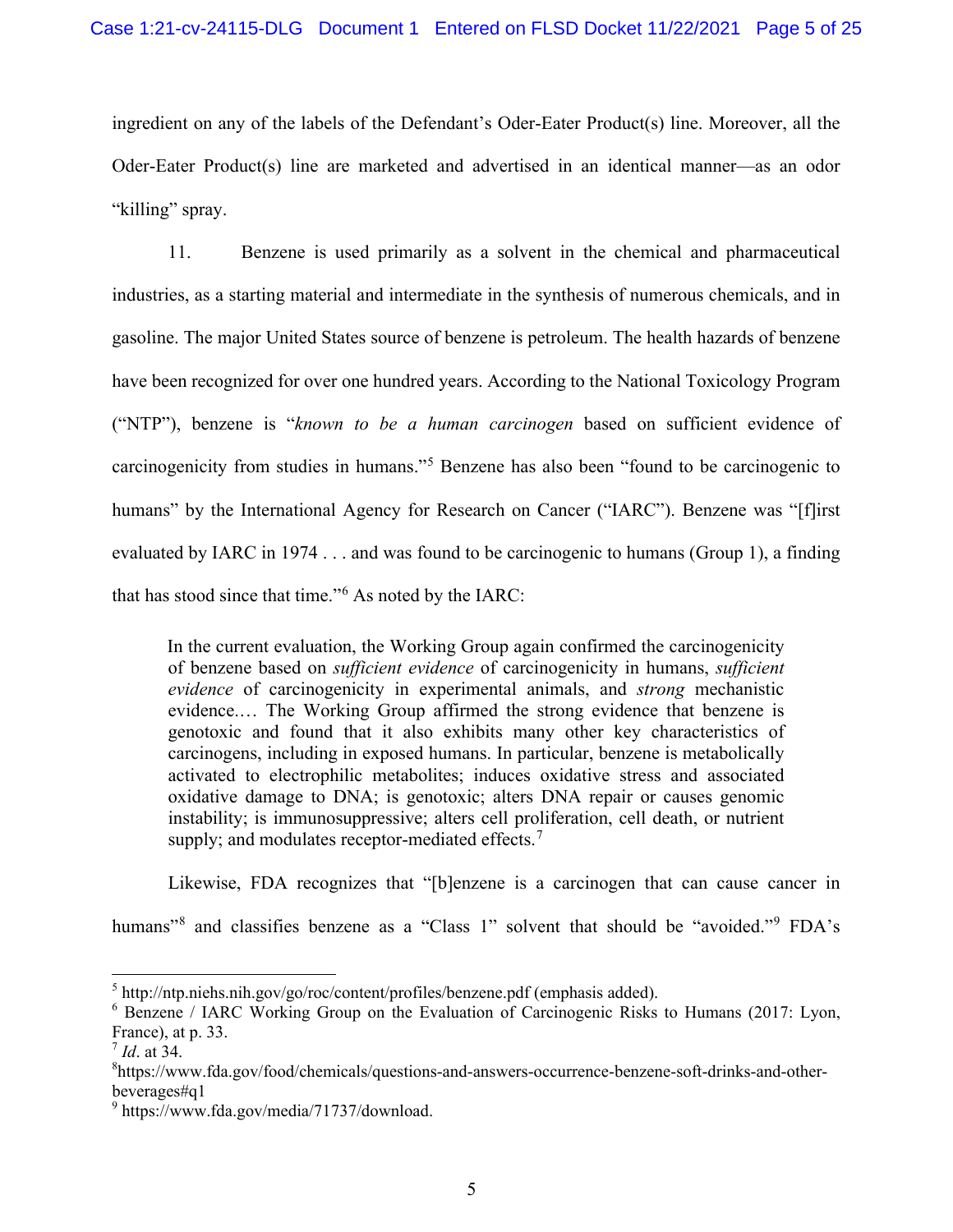ingredient on any of the labels of the Defendant's Oder-Eater Product(s) line. Moreover, all the Oder-Eater Product(s) line are marketed and advertised in an identical manner—as an odor "killing" spray.

11. Benzene is used primarily as a solvent in the chemical and pharmaceutical industries, as a starting material and intermediate in the synthesis of numerous chemicals, and in gasoline. The major United States source of benzene is petroleum. The health hazards of benzene have been recognized for over one hundred years. According to the National Toxicology Program ("NTP"), benzene is "*known to be a human carcinogen* based on sufficient evidence of carcinogenicity from studies in humans."[5] Benzene has also been "found to be carcinogenic to humans" by the International Agency for Research on Cancer ("IARC"). Benzene was "[f]irst evaluated by IARC in 1974 . . . and was found to be carcinogenic to humans (Group 1), a finding that has stood since that time."[6] As noted by the IARC:

> In the current evaluation, the Working Group again confirmed the carcinogenicity of benzene based on *sufficient evidence* of carcinogenicity in humans, *sufficient evidence* of carcinogenicity in experimental animals, and *strong* mechanistic evidence.… The Working Group affirmed the strong evidence that benzene is genotoxic and found that it also exhibits many other key characteristics of carcinogens, including in exposed humans. In particular, benzene is metabolically activated to electrophilic metabolites; induces oxidative stress and associated oxidative damage to DNA; is genotoxic; alters DNA repair or causes genomic instability; is immunosuppressive; alters cell proliferation, cell death, or nutrient supply; and modulates receptor-mediated effects.[7]

Likewise, FDA recognizes that "[b]enzene is a carcinogen that can cause cancer in humans"[8] and classifies benzene as a "Class 1" solvent that should be "avoided."[9] FDA's

---

[5] http://ntp.niehs.nih.gov/go/roc/content/profiles/benzene.pdf (emphasis added).

[6] Benzene / IARC Working Group on the Evaluation of Carcinogenic Risks to Humans (2017: Lyon, France), at p. 33.

[7] *Id*. at 34.

[8] https://www.fda.gov/food/chemicals/questions-and-answers-occurrence-benzene-soft-drinks-and-other-beverages#q1

[9] https://www.fda.gov/media/71737/download.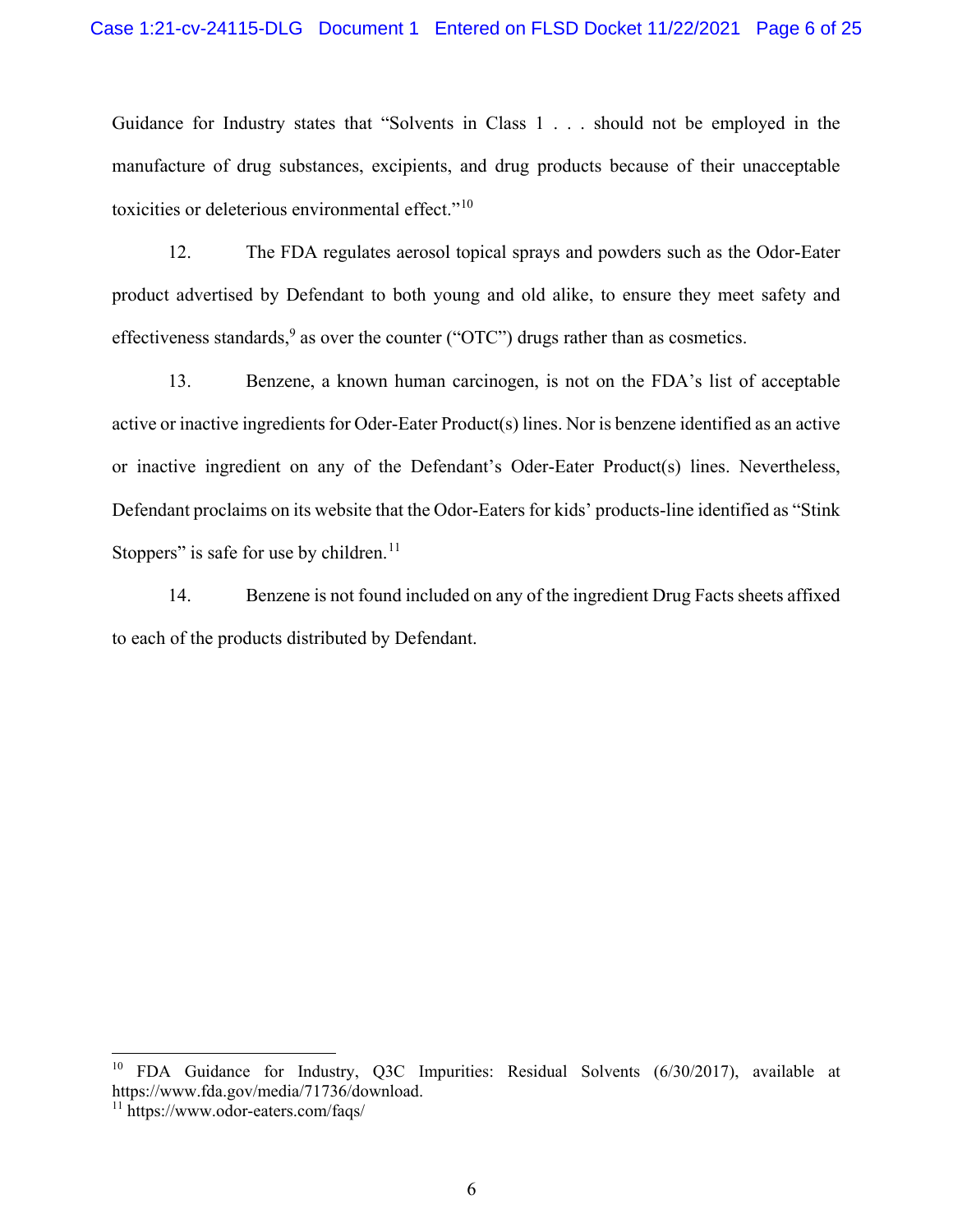Guidance for Industry states that "Solvents in Class 1 . . . should not be employed in the manufacture of drug substances, excipients, and drug products because of their unacceptable toxicities or deleterious environmental effect."[10]

12. The FDA regulates aerosol topical sprays and powders such as the Odor-Eater product advertised by Defendant to both young and old alike, to ensure they meet safety and effectiveness standards,[9] as over the counter ("OTC") drugs rather than as cosmetics.

13. Benzene, a known human carcinogen, is not on the FDA's list of acceptable active or inactive ingredients for Oder-Eater Product(s) lines. Nor is benzene identified as an active or inactive ingredient on any of the Defendant's Oder-Eater Product(s) lines. Nevertheless, Defendant proclaims on its website that the Odor-Eaters for kids' products-line identified as "Stink Stoppers" is safe for use by children.[11]

14. Benzene is not found included on any of the ingredient Drug Facts sheets affixed to each of the products distributed by Defendant.

---

[10] FDA Guidance for Industry, Q3C Impurities: Residual Solvents (6/30/2017), available at https://www.fda.gov/media/71736/download.

[11] https://www.odor-eaters.com/faqs/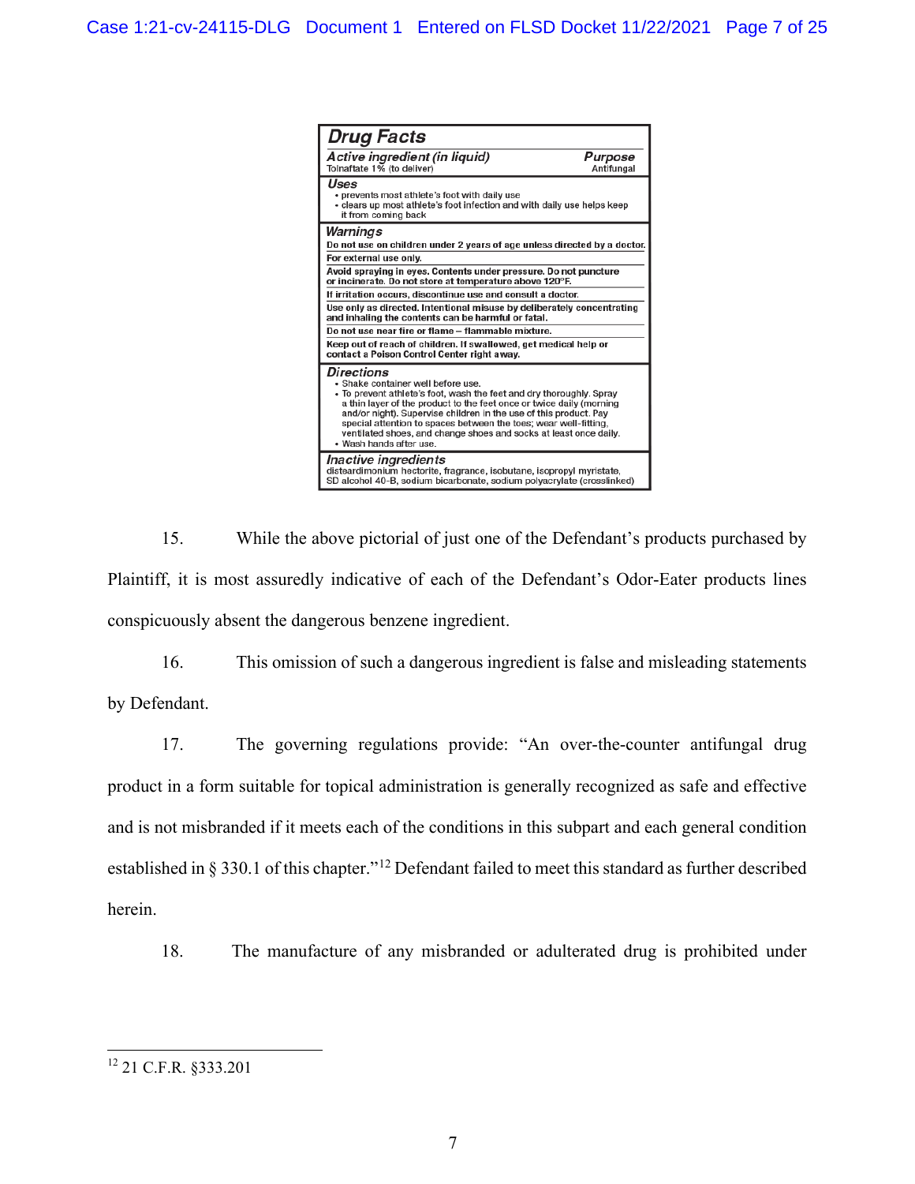**Drug Facts**

| *Active ingredient (in liquid)* | *Purpose* |
|---|---|
| Tolnaftate 1% (to deliver) | Antifungal |

***Uses***

- prevents most athlete's foot with daily use
- clears up most athlete's foot infection and with daily use helps keep it from coming back

***Warnings***

**Do not use on children under 2 years of age unless directed by a doctor.**

**For external use only.**

**Avoid spraying in eyes. Contents under pressure. Do not puncture or incinerate. Do not store at temperature above 120°F.**

**If irritation occurs, discontinue use and consult a doctor.**

**Use only as directed. Intentional misuse by deliberately concentrating and inhaling the contents can be harmful or fatal.**

**Do not use near fire or flame – flammable mixture.**

**Keep out of reach of children. If swallowed, get medical help or contact a Poison Control Center right away.**

***Directions***

- Shake container well before use.
- To prevent athlete's foot, wash the feet and dry thoroughly. Spray a thin layer of the product to the feet once or twice daily (morning and/or night). Supervise children in the use of this product. Pay special attention to spaces between the toes; wear well-fitting, ventilated shoes, and change shoes and socks at least once daily.
- Wash hands after use.

***Inactive ingredients***

disteardimonium hectorite, fragrance, isobutane, isopropyl myristate, SD alcohol 40-B, sodium bicarbonate, sodium polyacrylate (crosslinked)

15. While the above pictorial of just one of the Defendant's products purchased by Plaintiff, it is most assuredly indicative of each of the Defendant's Odor-Eater products lines conspicuously absent the dangerous benzene ingredient.

16. This omission of such a dangerous ingredient is false and misleading statements by Defendant.

17. The governing regulations provide: "An over-the-counter antifungal drug product in a form suitable for topical administration is generally recognized as safe and effective and is not misbranded if it meets each of the conditions in this subpart and each general condition established in § 330.1 of this chapter."[12] Defendant failed to meet this standard as further described herein.

18. The manufacture of any misbranded or adulterated drug is prohibited under

---

[12] 21 C.F.R. §333.201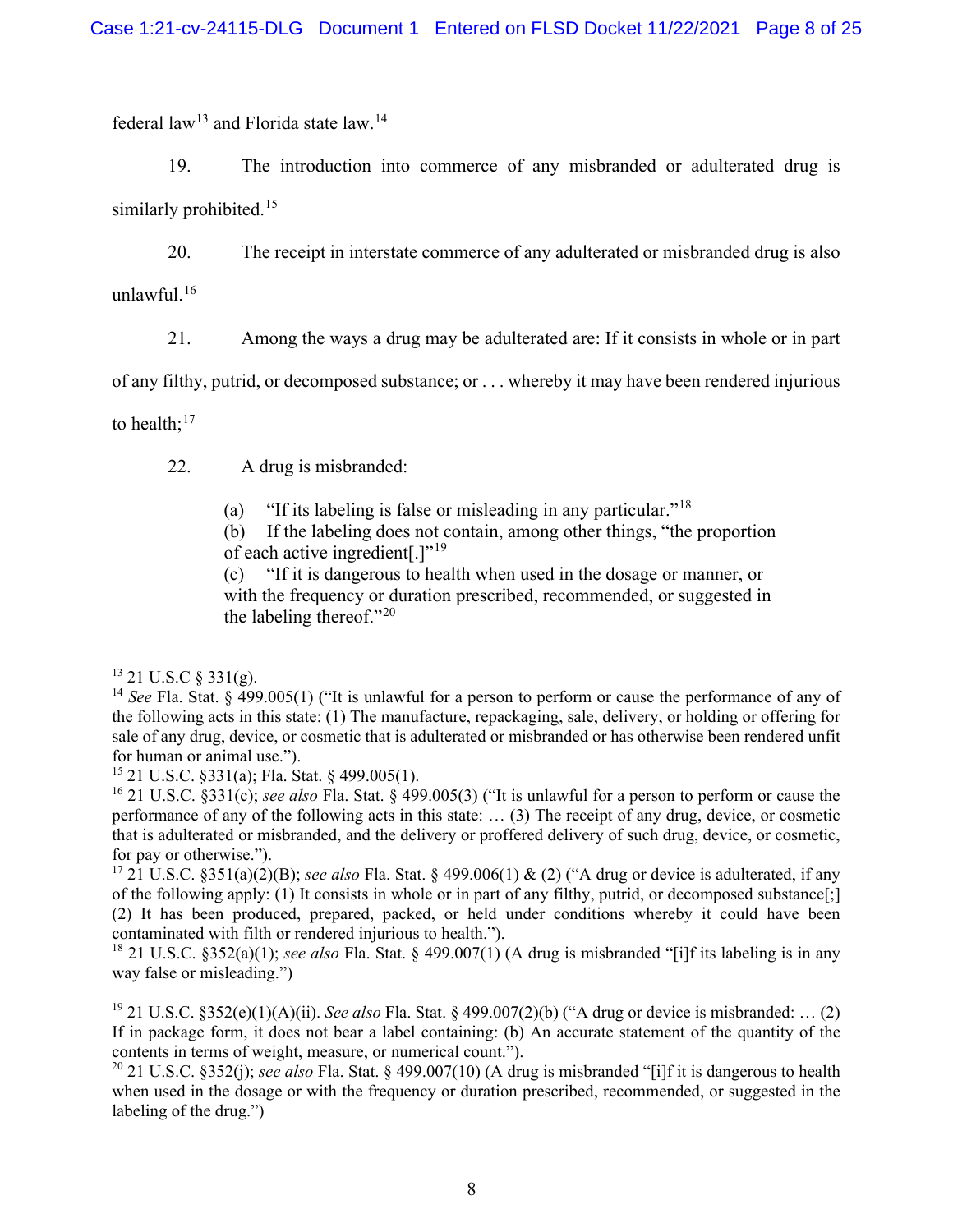federal law[13] and Florida state law.[14]

19. The introduction into commerce of any misbranded or adulterated drug is similarly prohibited.[15]

20. The receipt in interstate commerce of any adulterated or misbranded drug is also unlawful.[16]

21. Among the ways a drug may be adulterated are: If it consists in whole or in part of any filthy, putrid, or decomposed substance; or . . . whereby it may have been rendered injurious to health;[17]

22. A drug is misbranded:

> (a) "If its labeling is false or misleading in any particular."[18]
> (b) If the labeling does not contain, among other things, "the proportion of each active ingredient[.]"[19]
> (c) "If it is dangerous to health when used in the dosage or manner, or with the frequency or duration prescribed, recommended, or suggested in the labeling thereof."[20]

---

[13] 21 U.S.C § 331(g).

[14] *See* Fla. Stat. § 499.005(1) ("It is unlawful for a person to perform or cause the performance of any of the following acts in this state: (1) The manufacture, repackaging, sale, delivery, or holding or offering for sale of any drug, device, or cosmetic that is adulterated or misbranded or has otherwise been rendered unfit for human or animal use.").

[15] 21 U.S.C. §331(a); Fla. Stat. § 499.005(1).

[16] 21 U.S.C. §331(c); *see also* Fla. Stat. § 499.005(3) ("It is unlawful for a person to perform or cause the performance of any of the following acts in this state: … (3) The receipt of any drug, device, or cosmetic that is adulterated or misbranded, and the delivery or proffered delivery of such drug, device, or cosmetic, for pay or otherwise.").

[17] 21 U.S.C. §351(a)(2)(B); *see also* Fla. Stat. § 499.006(1) & (2) ("A drug or device is adulterated, if any of the following apply: (1) It consists in whole or in part of any filthy, putrid, or decomposed substance[;] (2) It has been produced, prepared, packed, or held under conditions whereby it could have been contaminated with filth or rendered injurious to health.").

[18] 21 U.S.C. §352(a)(1); *see also* Fla. Stat. § 499.007(1) (A drug is misbranded "[i]f its labeling is in any way false or misleading.")

[19] 21 U.S.C. §352(e)(1)(A)(ii). *See also* Fla. Stat. § 499.007(2)(b) ("A drug or device is misbranded: … (2) If in package form, it does not bear a label containing: (b) An accurate statement of the quantity of the contents in terms of weight, measure, or numerical count.").

[20] 21 U.S.C. §352(j); *see also* Fla. Stat. § 499.007(10) (A drug is misbranded "[i]f it is dangerous to health when used in the dosage or with the frequency or duration prescribed, recommended, or suggested in the labeling of the drug.")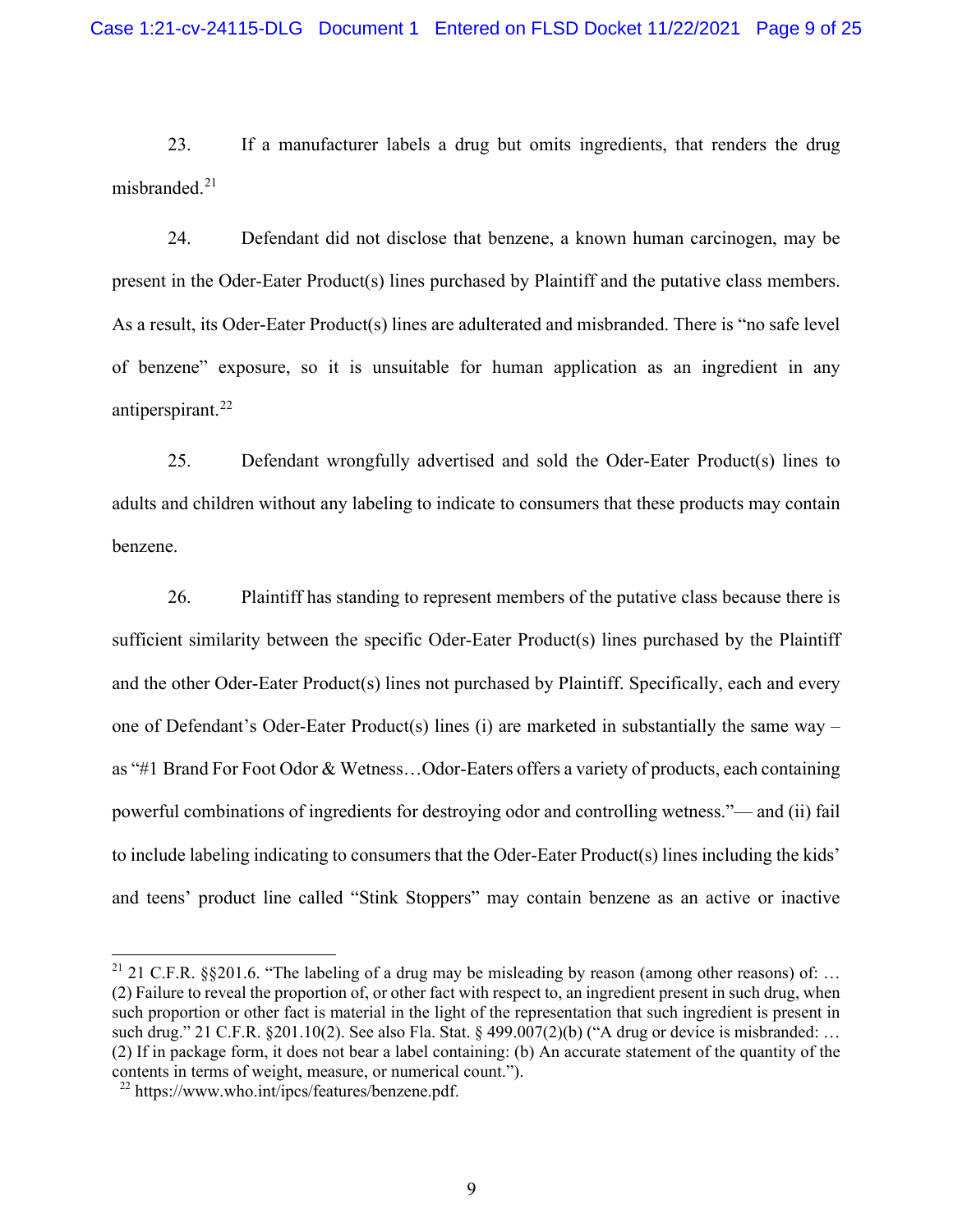23. If a manufacturer labels a drug but omits ingredients, that renders the drug misbranded.[21]

24. Defendant did not disclose that benzene, a known human carcinogen, may be present in the Oder-Eater Product(s) lines purchased by Plaintiff and the putative class members. As a result, its Oder-Eater Product(s) lines are adulterated and misbranded. There is "no safe level of benzene" exposure, so it is unsuitable for human application as an ingredient in any antiperspirant.[22]

25. Defendant wrongfully advertised and sold the Oder-Eater Product(s) lines to adults and children without any labeling to indicate to consumers that these products may contain benzene.

26. Plaintiff has standing to represent members of the putative class because there is sufficient similarity between the specific Oder-Eater Product(s) lines purchased by the Plaintiff and the other Oder-Eater Product(s) lines not purchased by Plaintiff. Specifically, each and every one of Defendant's Oder-Eater Product(s) lines (i) are marketed in substantially the same way – as "#1 Brand For Foot Odor & Wetness…Odor-Eaters offers a variety of products, each containing powerful combinations of ingredients for destroying odor and controlling wetness."— and (ii) fail to include labeling indicating to consumers that the Oder-Eater Product(s) lines including the kids' and teens' product line called "Stink Stoppers" may contain benzene as an active or inactive

---

[21] 21 C.F.R. §§201.6. "The labeling of a drug may be misleading by reason (among other reasons) of: … (2) Failure to reveal the proportion of, or other fact with respect to, an ingredient present in such drug, when such proportion or other fact is material in the light of the representation that such ingredient is present in such drug." 21 C.F.R. §201.10(2). See also Fla. Stat. § 499.007(2)(b) ("A drug or device is misbranded: … (2) If in package form, it does not bear a label containing: (b) An accurate statement of the quantity of the contents in terms of weight, measure, or numerical count.").

[22] https://www.who.int/ipcs/features/benzene.pdf.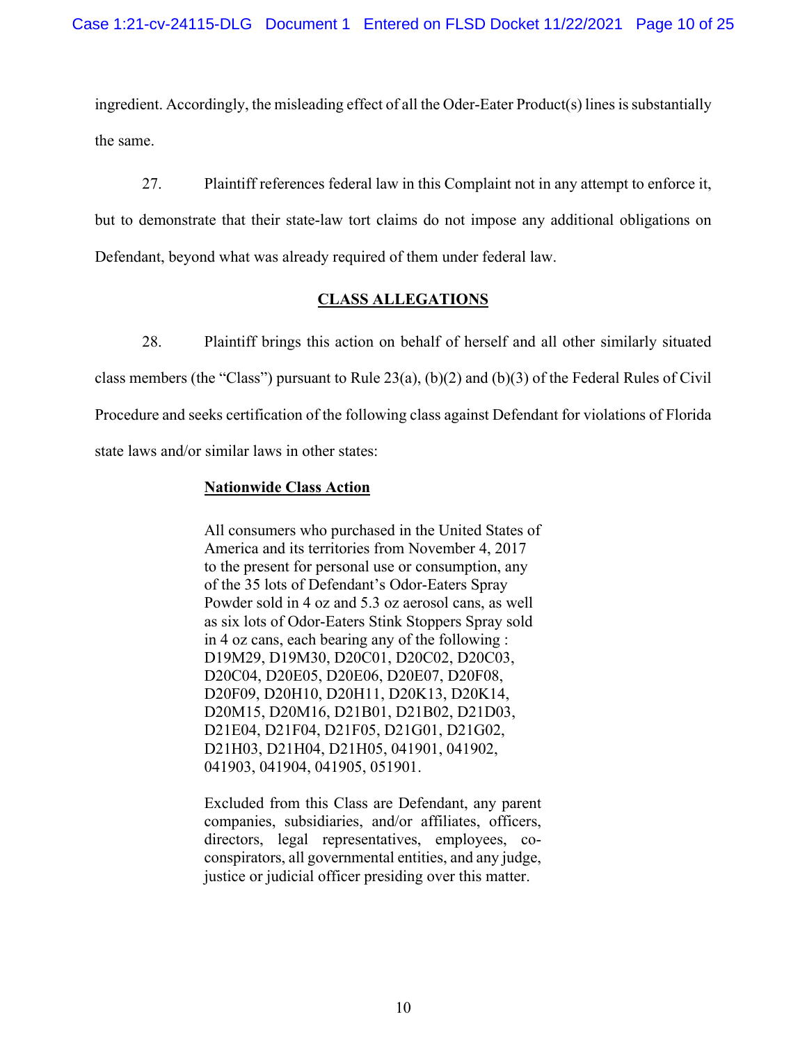ingredient. Accordingly, the misleading effect of all the Oder-Eater Product(s) lines is substantially the same.

27. Plaintiff references federal law in this Complaint not in any attempt to enforce it, but to demonstrate that their state-law tort claims do not impose any additional obligations on Defendant, beyond what was already required of them under federal law.

## CLASS ALLEGATIONS

28. Plaintiff brings this action on behalf of herself and all other similarly situated class members (the "Class") pursuant to Rule 23(a), (b)(2) and (b)(3) of the Federal Rules of Civil Procedure and seeks certification of the following class against Defendant for violations of Florida state laws and/or similar laws in other states:

> **Nationwide Class Action**
>
> All consumers who purchased in the United States of America and its territories from November 4, 2017 to the present for personal use or consumption, any of the 35 lots of Defendant's Odor-Eaters Spray Powder sold in 4 oz and 5.3 oz aerosol cans, as well as six lots of Odor-Eaters Stink Stoppers Spray sold in 4 oz cans, each bearing any of the following : D19M29, D19M30, D20C01, D20C02, D20C03, D20C04, D20E05, D20E06, D20E07, D20F08, D20F09, D20H10, D20H11, D20K13, D20K14, D20M15, D20M16, D21B01, D21B02, D21D03, D21E04, D21F04, D21F05, D21G01, D21G02, D21H03, D21H04, D21H05, 041901, 041902, 041903, 041904, 041905, 051901.
>
> Excluded from this Class are Defendant, any parent companies, subsidiaries, and/or affiliates, officers, directors, legal representatives, employees, co-conspirators, all governmental entities, and any judge, justice or judicial officer presiding over this matter.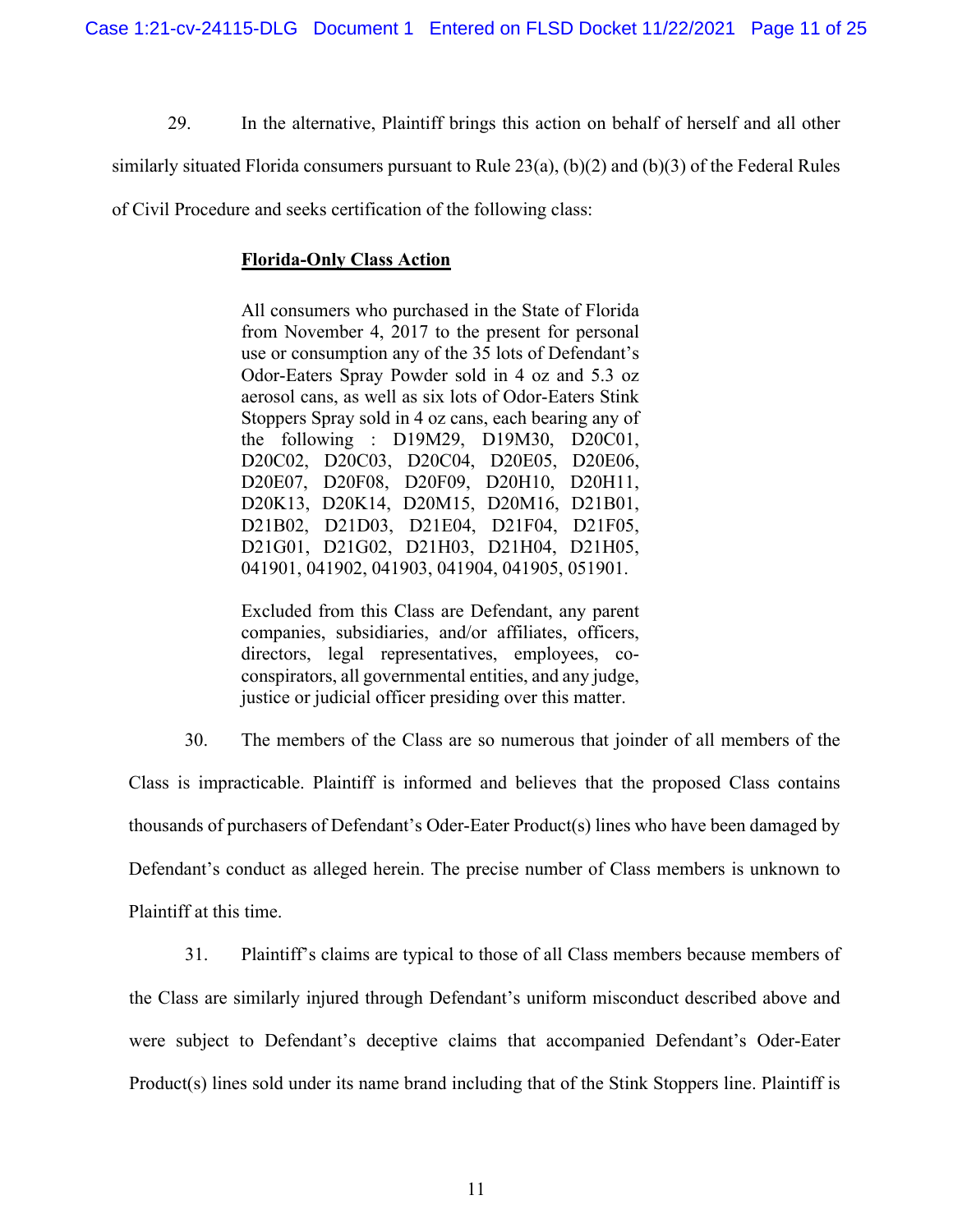29. In the alternative, Plaintiff brings this action on behalf of herself and all other similarly situated Florida consumers pursuant to Rule 23(a), (b)(2) and (b)(3) of the Federal Rules of Civil Procedure and seeks certification of the following class:

> **<u>Florida-Only Class Action</u>**
>
> All consumers who purchased in the State of Florida from November 4, 2017 to the present for personal use or consumption any of the 35 lots of Defendant's Odor-Eaters Spray Powder sold in 4 oz and 5.3 oz aerosol cans, as well as six lots of Odor-Eaters Stink Stoppers Spray sold in 4 oz cans, each bearing any of the following : D19M29, D19M30, D20C01, D20C02, D20C03, D20C04, D20E05, D20E06, D20E07, D20F08, D20F09, D20H10, D20H11, D20K13, D20K14, D20M15, D20M16, D21B01, D21B02, D21D03, D21E04, D21F04, D21F05, D21G01, D21G02, D21H03, D21H04, D21H05, 041901, 041902, 041903, 041904, 041905, 051901.
>
> Excluded from this Class are Defendant, any parent companies, subsidiaries, and/or affiliates, officers, directors, legal representatives, employees, co-conspirators, all governmental entities, and any judge, justice or judicial officer presiding over this matter.

30. The members of the Class are so numerous that joinder of all members of the Class is impracticable. Plaintiff is informed and believes that the proposed Class contains thousands of purchasers of Defendant's Oder-Eater Product(s) lines who have been damaged by Defendant's conduct as alleged herein. The precise number of Class members is unknown to Plaintiff at this time.

31. Plaintiff's claims are typical to those of all Class members because members of the Class are similarly injured through Defendant's uniform misconduct described above and were subject to Defendant's deceptive claims that accompanied Defendant's Oder-Eater Product(s) lines sold under its name brand including that of the Stink Stoppers line. Plaintiff is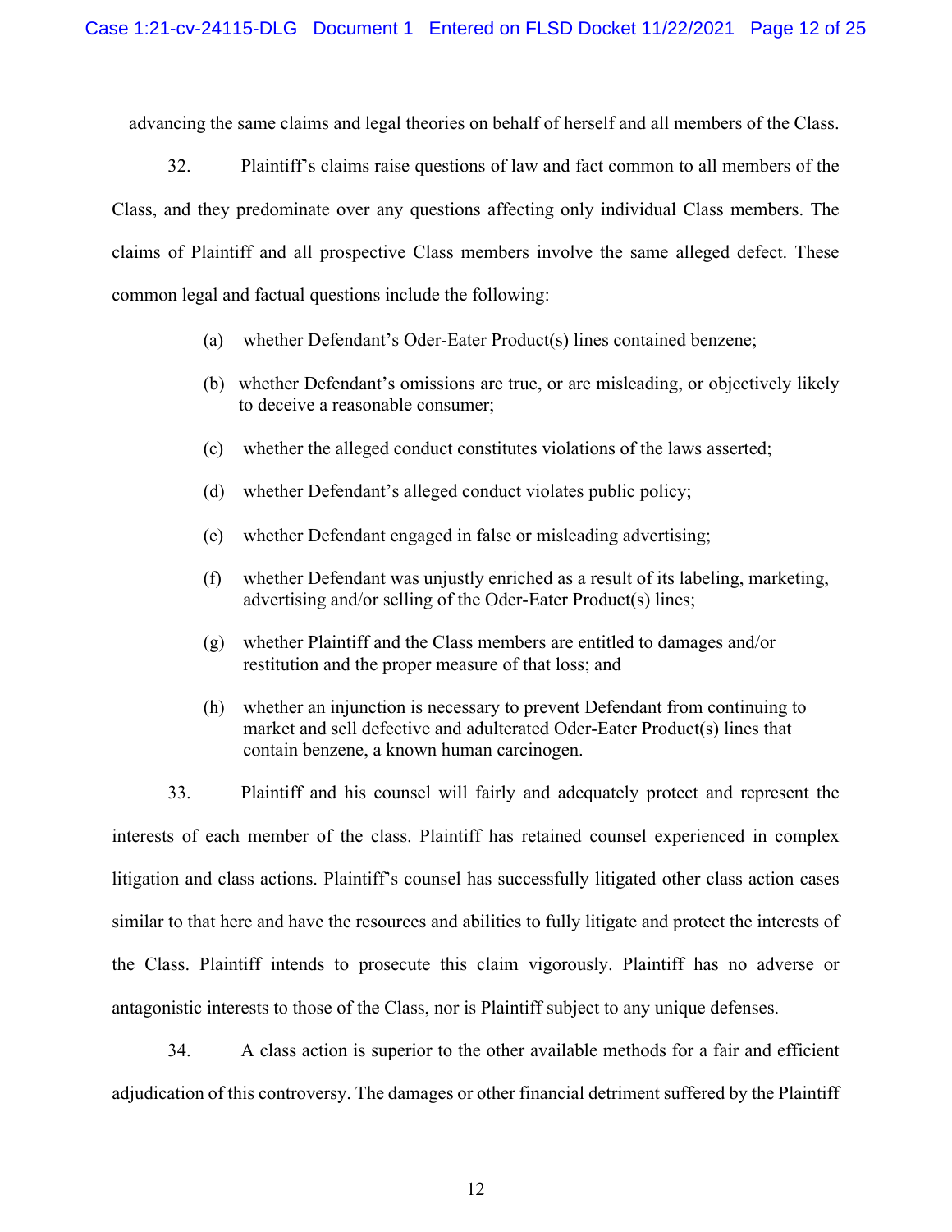advancing the same claims and legal theories on behalf of herself and all members of the Class.

32. Plaintiff's claims raise questions of law and fact common to all members of the Class, and they predominate over any questions affecting only individual Class members. The claims of Plaintiff and all prospective Class members involve the same alleged defect. These common legal and factual questions include the following:

(a) whether Defendant's Oder-Eater Product(s) lines contained benzene;

(b) whether Defendant's omissions are true, or are misleading, or objectively likely to deceive a reasonable consumer;

(c) whether the alleged conduct constitutes violations of the laws asserted;

(d) whether Defendant's alleged conduct violates public policy;

(e) whether Defendant engaged in false or misleading advertising;

(f) whether Defendant was unjustly enriched as a result of its labeling, marketing, advertising and/or selling of the Oder-Eater Product(s) lines;

(g) whether Plaintiff and the Class members are entitled to damages and/or restitution and the proper measure of that loss; and

(h) whether an injunction is necessary to prevent Defendant from continuing to market and sell defective and adulterated Oder-Eater Product(s) lines that contain benzene, a known human carcinogen.

33. Plaintiff and his counsel will fairly and adequately protect and represent the interests of each member of the class. Plaintiff has retained counsel experienced in complex litigation and class actions. Plaintiff's counsel has successfully litigated other class action cases similar to that here and have the resources and abilities to fully litigate and protect the interests of the Class. Plaintiff intends to prosecute this claim vigorously. Plaintiff has no adverse or antagonistic interests to those of the Class, nor is Plaintiff subject to any unique defenses.

34. A class action is superior to the other available methods for a fair and efficient adjudication of this controversy. The damages or other financial detriment suffered by the Plaintiff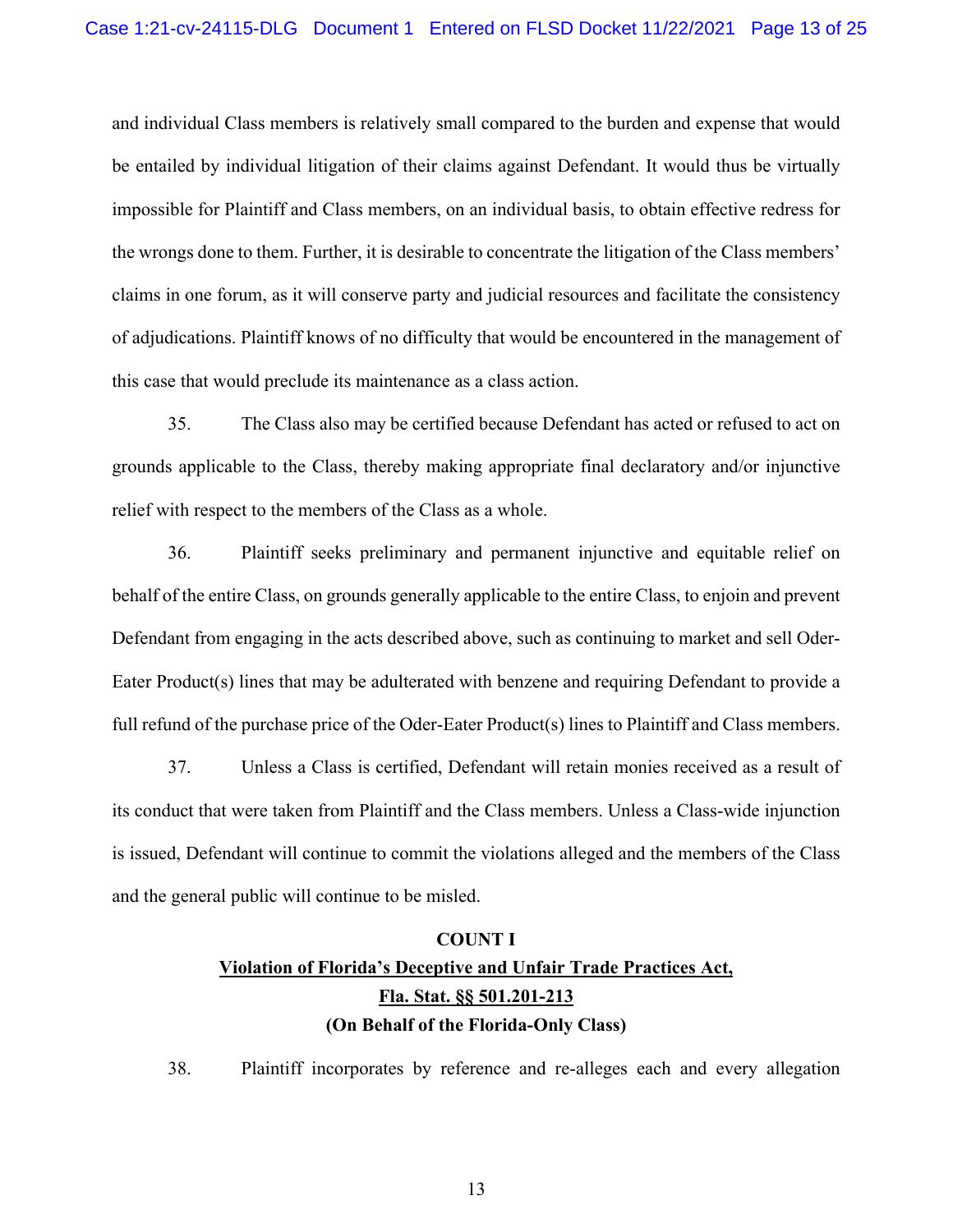and individual Class members is relatively small compared to the burden and expense that would be entailed by individual litigation of their claims against Defendant. It would thus be virtually impossible for Plaintiff and Class members, on an individual basis, to obtain effective redress for the wrongs done to them. Further, it is desirable to concentrate the litigation of the Class members' claims in one forum, as it will conserve party and judicial resources and facilitate the consistency of adjudications. Plaintiff knows of no difficulty that would be encountered in the management of this case that would preclude its maintenance as a class action.

35. The Class also may be certified because Defendant has acted or refused to act on grounds applicable to the Class, thereby making appropriate final declaratory and/or injunctive relief with respect to the members of the Class as a whole.

36. Plaintiff seeks preliminary and permanent injunctive and equitable relief on behalf of the entire Class, on grounds generally applicable to the entire Class, to enjoin and prevent Defendant from engaging in the acts described above, such as continuing to market and sell Oder-Eater Product(s) lines that may be adulterated with benzene and requiring Defendant to provide a full refund of the purchase price of the Oder-Eater Product(s) lines to Plaintiff and Class members.

37. Unless a Class is certified, Defendant will retain monies received as a result of its conduct that were taken from Plaintiff and the Class members. Unless a Class-wide injunction is issued, Defendant will continue to commit the violations alleged and the members of the Class and the general public will continue to be misled.

**COUNT I**

**<u>Violation of Florida's Deceptive and Unfair Trade Practices Act,</u>**

**<u>Fla. Stat. §§ 501.201-213</u>**

**(On Behalf of the Florida-Only Class)**

38. Plaintiff incorporates by reference and re-alleges each and every allegation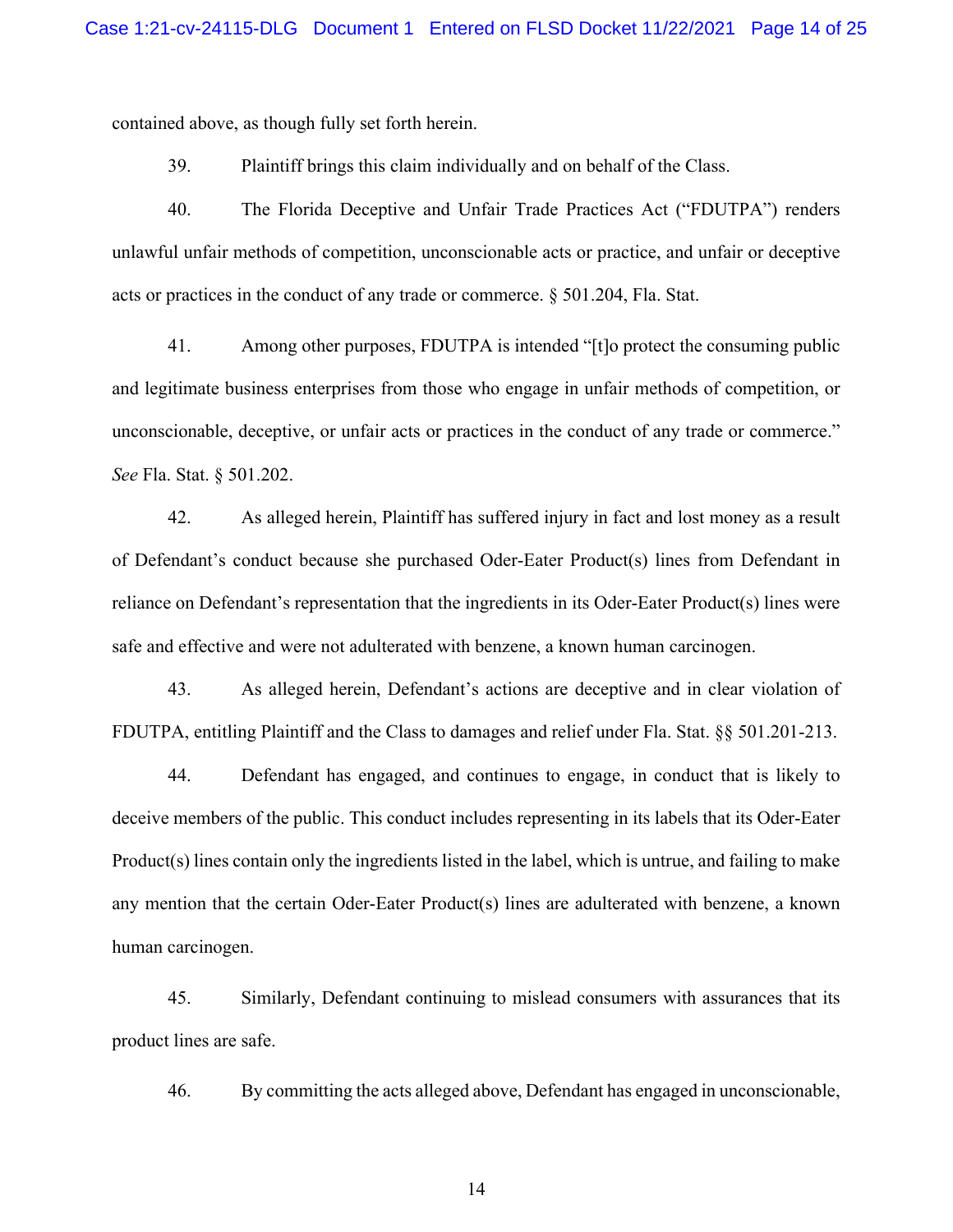contained above, as though fully set forth herein.

39. Plaintiff brings this claim individually and on behalf of the Class.

40. The Florida Deceptive and Unfair Trade Practices Act ("FDUTPA") renders unlawful unfair methods of competition, unconscionable acts or practice, and unfair or deceptive acts or practices in the conduct of any trade or commerce. § 501.204, Fla. Stat.

41. Among other purposes, FDUTPA is intended "[t]o protect the consuming public and legitimate business enterprises from those who engage in unfair methods of competition, or unconscionable, deceptive, or unfair acts or practices in the conduct of any trade or commerce." *See* Fla. Stat. § 501.202.

42. As alleged herein, Plaintiff has suffered injury in fact and lost money as a result of Defendant's conduct because she purchased Oder-Eater Product(s) lines from Defendant in reliance on Defendant's representation that the ingredients in its Oder-Eater Product(s) lines were safe and effective and were not adulterated with benzene, a known human carcinogen.

43. As alleged herein, Defendant's actions are deceptive and in clear violation of FDUTPA, entitling Plaintiff and the Class to damages and relief under Fla. Stat. §§ 501.201-213.

44. Defendant has engaged, and continues to engage, in conduct that is likely to deceive members of the public. This conduct includes representing in its labels that its Oder-Eater Product(s) lines contain only the ingredients listed in the label, which is untrue, and failing to make any mention that the certain Oder-Eater Product(s) lines are adulterated with benzene, a known human carcinogen.

45. Similarly, Defendant continuing to mislead consumers with assurances that its product lines are safe.

46. By committing the acts alleged above, Defendant has engaged in unconscionable,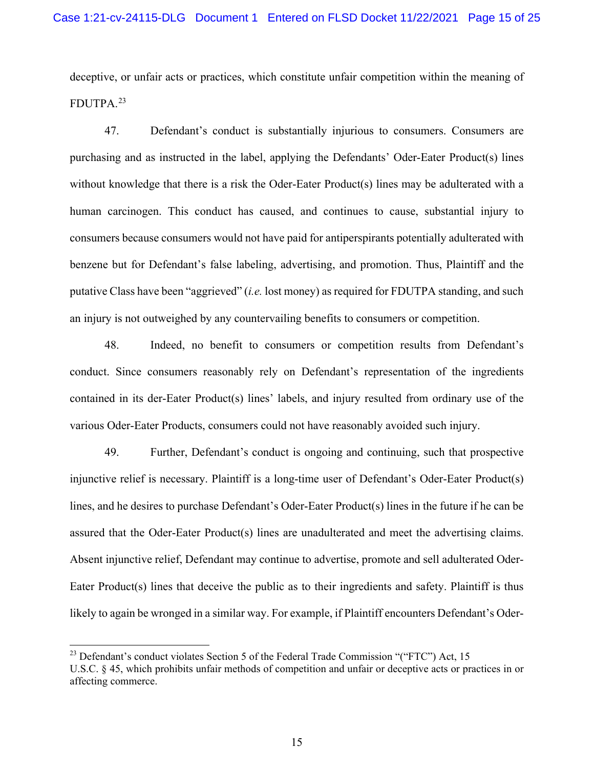deceptive, or unfair acts or practices, which constitute unfair competition within the meaning of FDUTPA.[23]

47. Defendant's conduct is substantially injurious to consumers. Consumers are purchasing and as instructed in the label, applying the Defendants' Oder-Eater Product(s) lines without knowledge that there is a risk the Oder-Eater Product(s) lines may be adulterated with a human carcinogen. This conduct has caused, and continues to cause, substantial injury to consumers because consumers would not have paid for antiperspirants potentially adulterated with benzene but for Defendant's false labeling, advertising, and promotion. Thus, Plaintiff and the putative Class have been "aggrieved" (*i.e.* lost money) as required for FDUTPA standing, and such an injury is not outweighed by any countervailing benefits to consumers or competition.

48. Indeed, no benefit to consumers or competition results from Defendant's conduct. Since consumers reasonably rely on Defendant's representation of the ingredients contained in its der-Eater Product(s) lines' labels, and injury resulted from ordinary use of the various Oder-Eater Products, consumers could not have reasonably avoided such injury.

49. Further, Defendant's conduct is ongoing and continuing, such that prospective injunctive relief is necessary. Plaintiff is a long-time user of Defendant's Oder-Eater Product(s) lines, and he desires to purchase Defendant's Oder-Eater Product(s) lines in the future if he can be assured that the Oder-Eater Product(s) lines are unadulterated and meet the advertising claims. Absent injunctive relief, Defendant may continue to advertise, promote and sell adulterated Oder-Eater Product(s) lines that deceive the public as to their ingredients and safety. Plaintiff is thus likely to again be wronged in a similar way. For example, if Plaintiff encounters Defendant's Oder-

---

[23] Defendant's conduct violates Section 5 of the Federal Trade Commission "("FTC") Act, 15 U.S.C. § 45, which prohibits unfair methods of competition and unfair or deceptive acts or practices in or affecting commerce.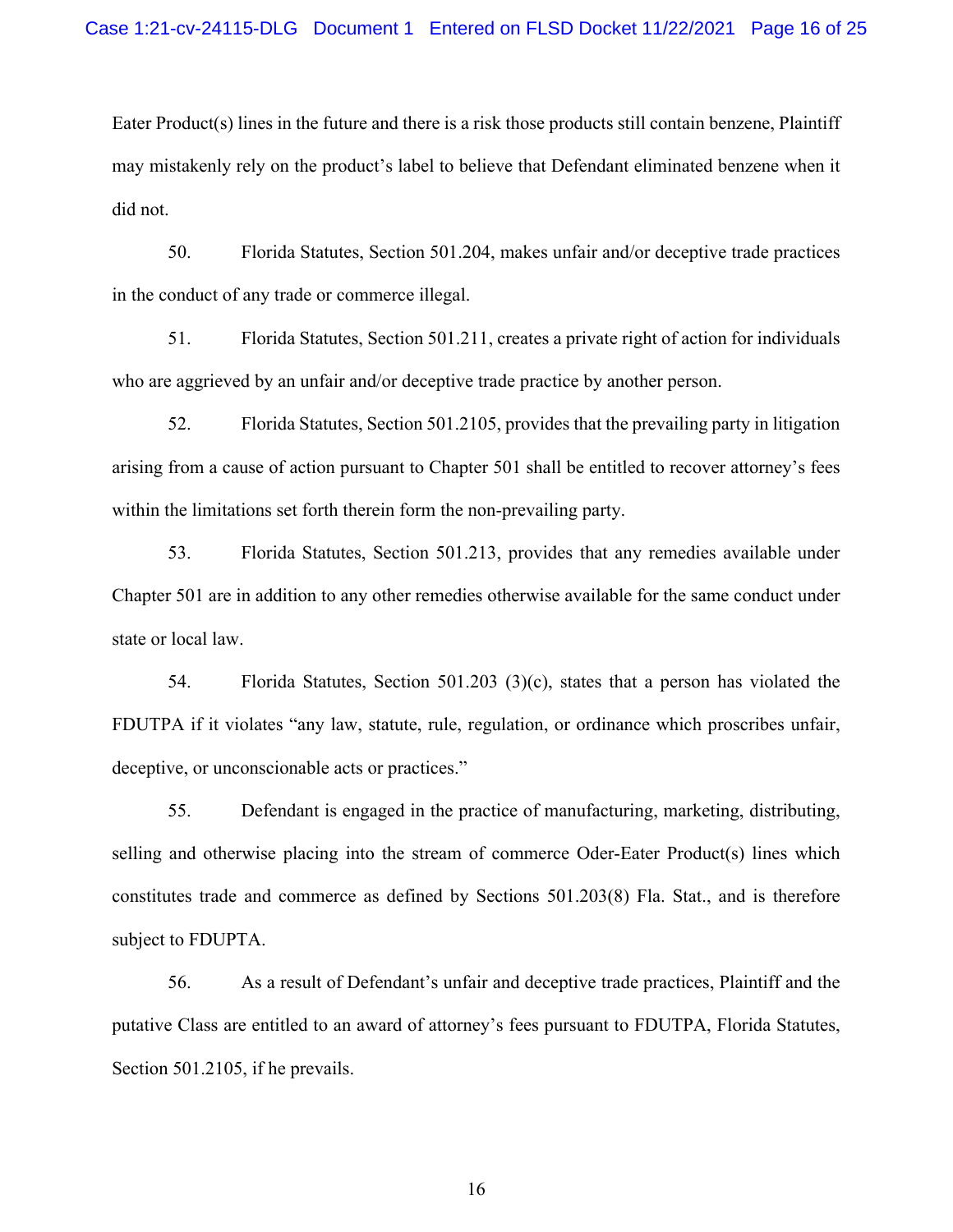Eater Product(s) lines in the future and there is a risk those products still contain benzene, Plaintiff may mistakenly rely on the product's label to believe that Defendant eliminated benzene when it did not.

50. Florida Statutes, Section 501.204, makes unfair and/or deceptive trade practices in the conduct of any trade or commerce illegal.

51. Florida Statutes, Section 501.211, creates a private right of action for individuals who are aggrieved by an unfair and/or deceptive trade practice by another person.

52. Florida Statutes, Section 501.2105, provides that the prevailing party in litigation arising from a cause of action pursuant to Chapter 501 shall be entitled to recover attorney's fees within the limitations set forth therein form the non-prevailing party.

53. Florida Statutes, Section 501.213, provides that any remedies available under Chapter 501 are in addition to any other remedies otherwise available for the same conduct under state or local law.

54. Florida Statutes, Section 501.203 (3)(c), states that a person has violated the FDUTPA if it violates "any law, statute, rule, regulation, or ordinance which proscribes unfair, deceptive, or unconscionable acts or practices."

55. Defendant is engaged in the practice of manufacturing, marketing, distributing, selling and otherwise placing into the stream of commerce Oder-Eater Product(s) lines which constitutes trade and commerce as defined by Sections 501.203(8) Fla. Stat., and is therefore subject to FDUPTA.

56. As a result of Defendant's unfair and deceptive trade practices, Plaintiff and the putative Class are entitled to an award of attorney's fees pursuant to FDUTPA, Florida Statutes, Section 501.2105, if he prevails.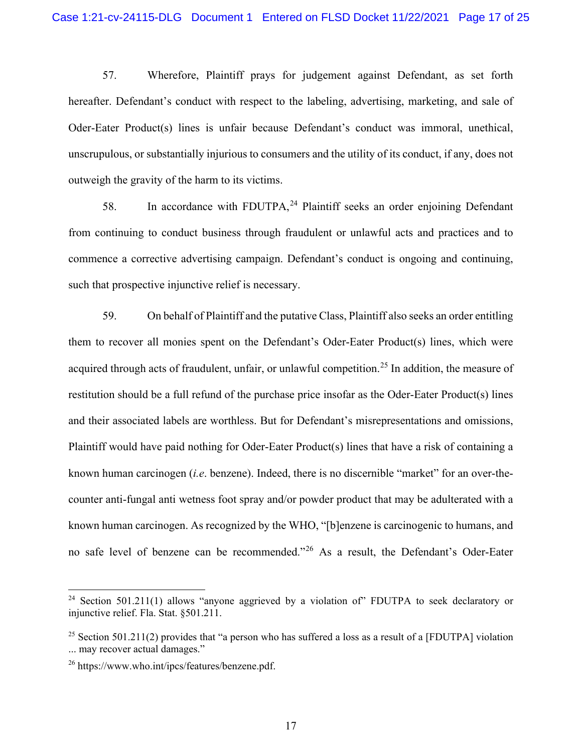57. Wherefore, Plaintiff prays for judgement against Defendant, as set forth hereafter. Defendant's conduct with respect to the labeling, advertising, marketing, and sale of Oder-Eater Product(s) lines is unfair because Defendant's conduct was immoral, unethical, unscrupulous, or substantially injurious to consumers and the utility of its conduct, if any, does not outweigh the gravity of the harm to its victims.

58. In accordance with FDUTPA,[24] Plaintiff seeks an order enjoining Defendant from continuing to conduct business through fraudulent or unlawful acts and practices and to commence a corrective advertising campaign. Defendant's conduct is ongoing and continuing, such that prospective injunctive relief is necessary.

59. On behalf of Plaintiff and the putative Class, Plaintiff also seeks an order entitling them to recover all monies spent on the Defendant's Oder-Eater Product(s) lines, which were acquired through acts of fraudulent, unfair, or unlawful competition.[25] In addition, the measure of restitution should be a full refund of the purchase price insofar as the Oder-Eater Product(s) lines and their associated labels are worthless. But for Defendant's misrepresentations and omissions, Plaintiff would have paid nothing for Oder-Eater Product(s) lines that have a risk of containing a known human carcinogen (*i.e*. benzene). Indeed, there is no discernible "market" for an over-the-counter anti-fungal anti wetness foot spray and/or powder product that may be adulterated with a known human carcinogen. As recognized by the WHO, "[b]enzene is carcinogenic to humans, and no safe level of benzene can be recommended."[26] As a result, the Defendant's Oder-Eater

---

[24] Section 501.211(1) allows "anyone aggrieved by a violation of" FDUTPA to seek declaratory or injunctive relief. Fla. Stat. §501.211.

[25] Section 501.211(2) provides that "a person who has suffered a loss as a result of a [FDUTPA] violation ... may recover actual damages."

[26] https://www.who.int/ipcs/features/benzene.pdf.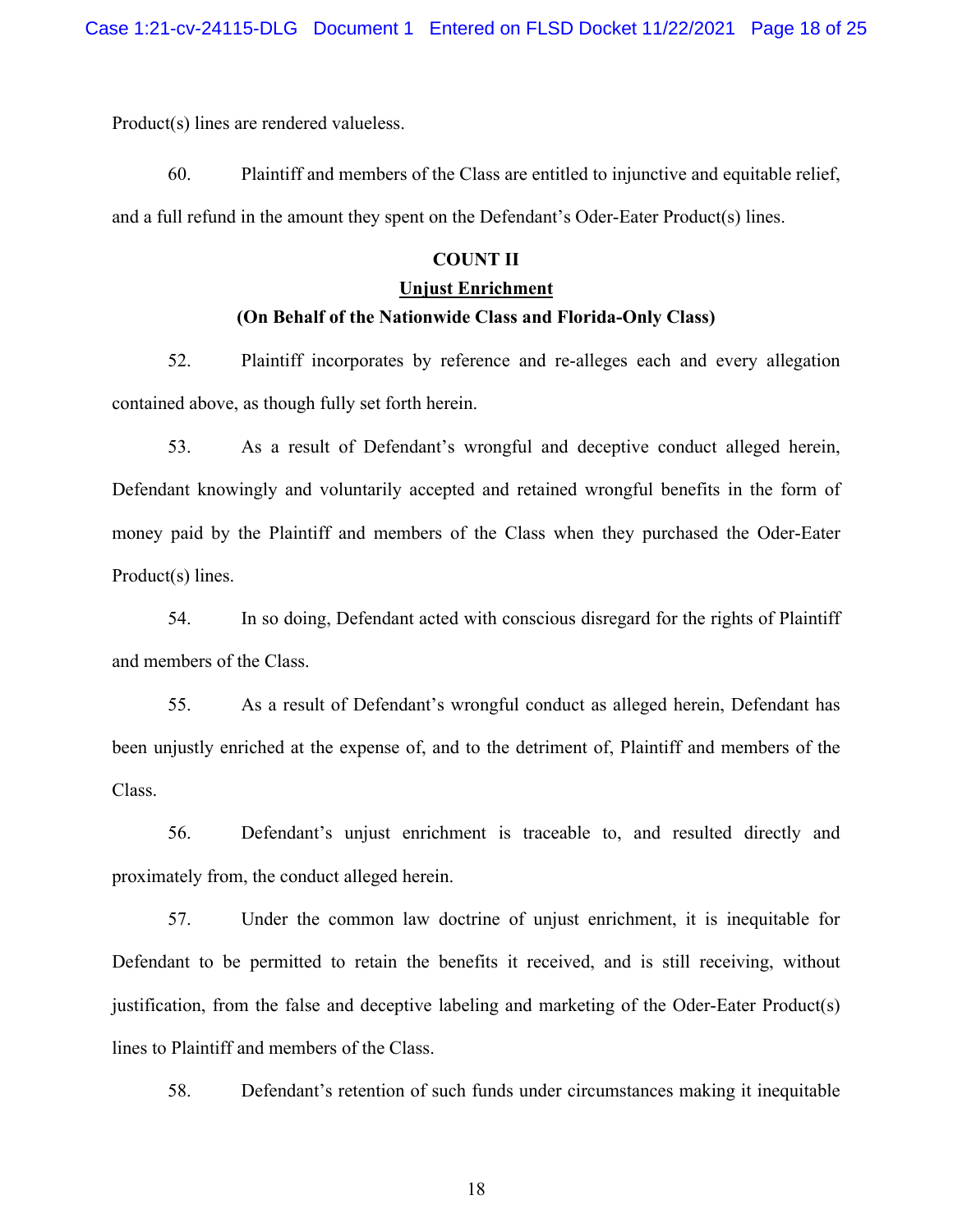Product(s) lines are rendered valueless.

60. Plaintiff and members of the Class are entitled to injunctive and equitable relief, and a full refund in the amount they spent on the Defendant's Oder-Eater Product(s) lines.

**COUNT II**

**Unjust Enrichment**

**(On Behalf of the Nationwide Class and Florida-Only Class)**

52. Plaintiff incorporates by reference and re-alleges each and every allegation contained above, as though fully set forth herein.

53. As a result of Defendant's wrongful and deceptive conduct alleged herein, Defendant knowingly and voluntarily accepted and retained wrongful benefits in the form of money paid by the Plaintiff and members of the Class when they purchased the Oder-Eater Product(s) lines.

54. In so doing, Defendant acted with conscious disregard for the rights of Plaintiff and members of the Class.

55. As a result of Defendant's wrongful conduct as alleged herein, Defendant has been unjustly enriched at the expense of, and to the detriment of, Plaintiff and members of the Class.

56. Defendant's unjust enrichment is traceable to, and resulted directly and proximately from, the conduct alleged herein.

57. Under the common law doctrine of unjust enrichment, it is inequitable for Defendant to be permitted to retain the benefits it received, and is still receiving, without justification, from the false and deceptive labeling and marketing of the Oder-Eater Product(s) lines to Plaintiff and members of the Class.

58. Defendant's retention of such funds under circumstances making it inequitable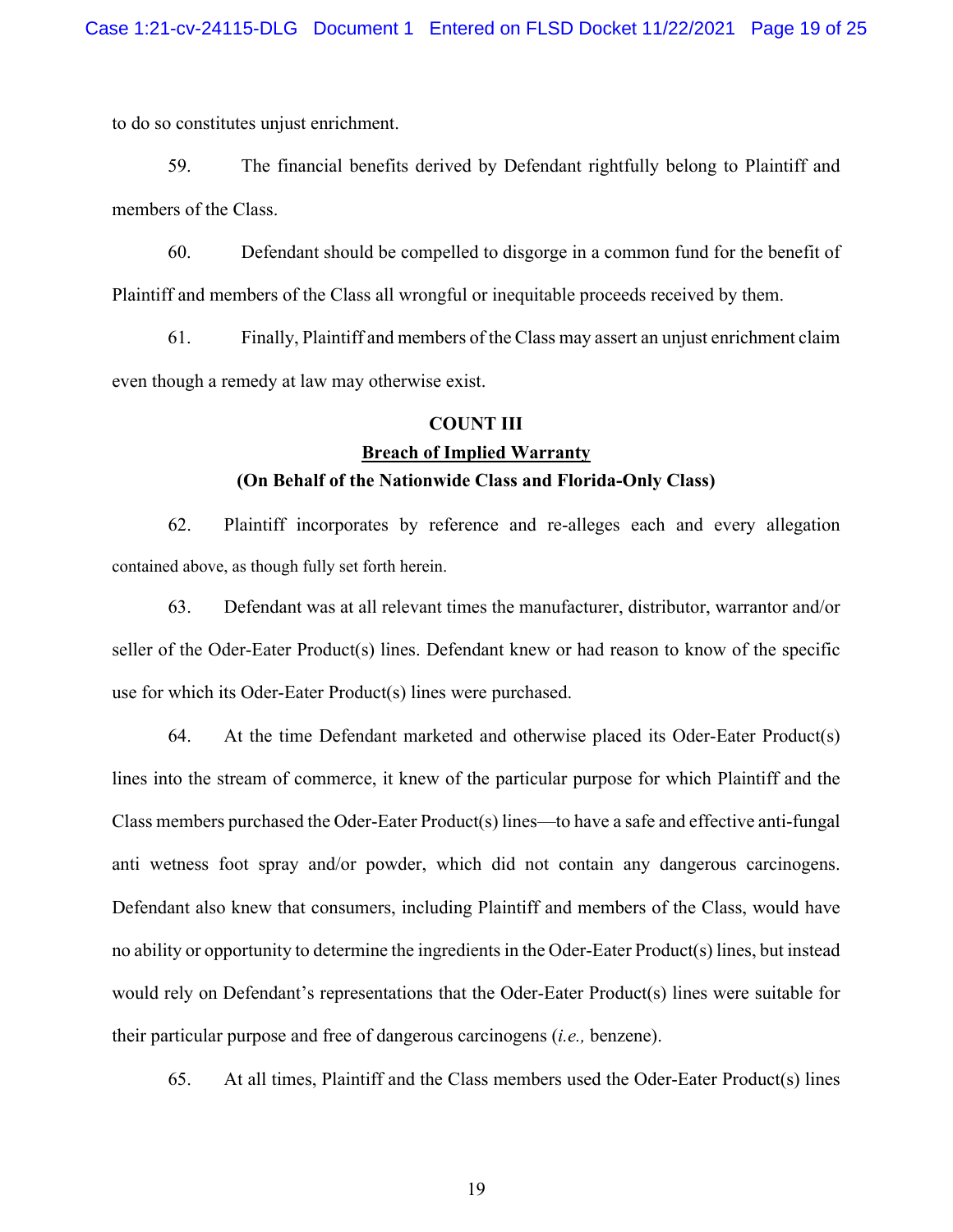to do so constitutes unjust enrichment.

59. The financial benefits derived by Defendant rightfully belong to Plaintiff and members of the Class.

60. Defendant should be compelled to disgorge in a common fund for the benefit of Plaintiff and members of the Class all wrongful or inequitable proceeds received by them.

61. Finally, Plaintiff and members of the Class may assert an unjust enrichment claim even though a remedy at law may otherwise exist.

**COUNT III**

**<u>Breach of Implied Warranty</u>**

**(On Behalf of the Nationwide Class and Florida-Only Class)**

62. Plaintiff incorporates by reference and re-alleges each and every allegation contained above, as though fully set forth herein.

63. Defendant was at all relevant times the manufacturer, distributor, warrantor and/or seller of the Oder-Eater Product(s) lines. Defendant knew or had reason to know of the specific use for which its Oder-Eater Product(s) lines were purchased.

64. At the time Defendant marketed and otherwise placed its Oder-Eater Product(s) lines into the stream of commerce, it knew of the particular purpose for which Plaintiff and the Class members purchased the Oder-Eater Product(s) lines—to have a safe and effective anti-fungal anti wetness foot spray and/or powder, which did not contain any dangerous carcinogens. Defendant also knew that consumers, including Plaintiff and members of the Class, would have no ability or opportunity to determine the ingredients in the Oder-Eater Product(s) lines, but instead would rely on Defendant's representations that the Oder-Eater Product(s) lines were suitable for their particular purpose and free of dangerous carcinogens (*i.e.,* benzene).

65. At all times, Plaintiff and the Class members used the Oder-Eater Product(s) lines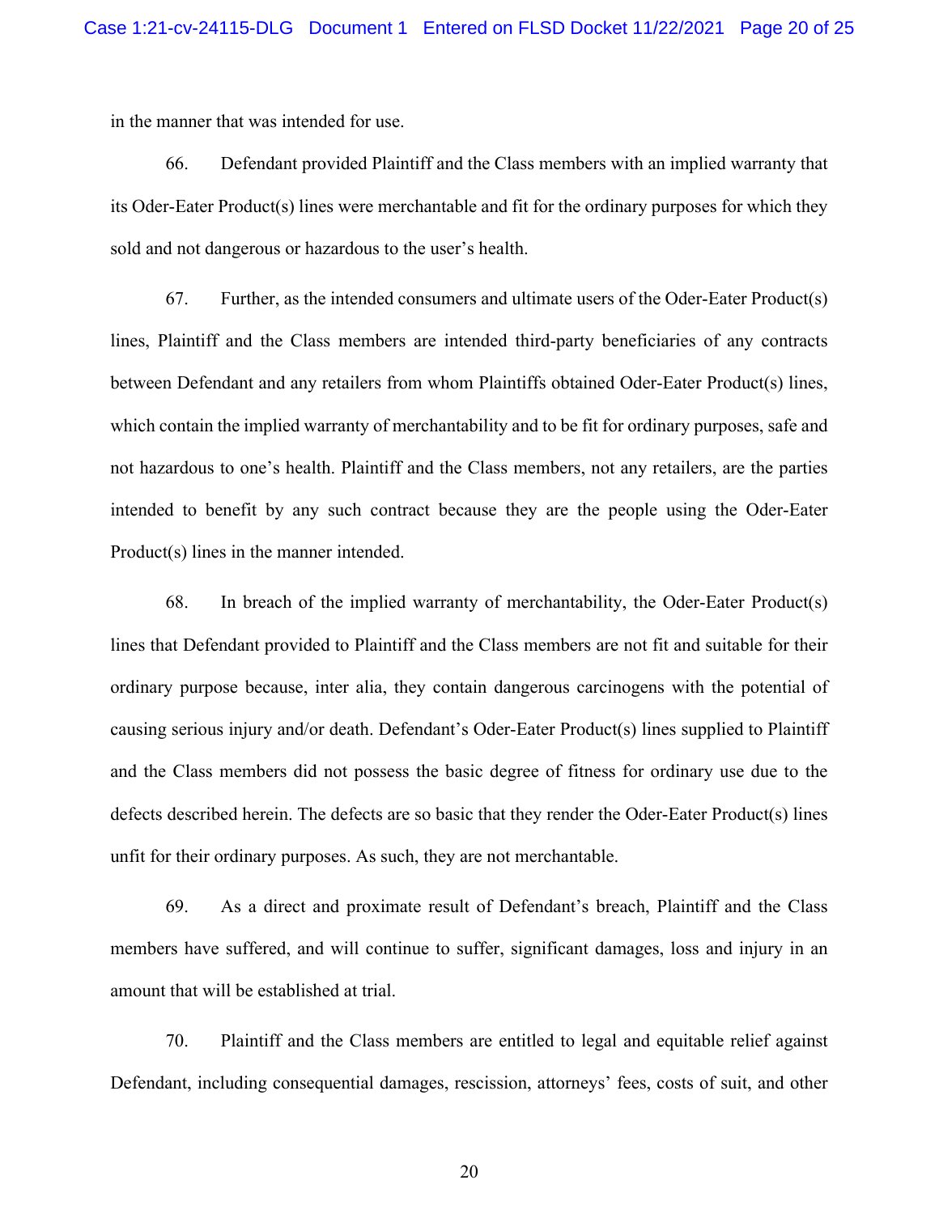in the manner that was intended for use.

66. Defendant provided Plaintiff and the Class members with an implied warranty that its Oder-Eater Product(s) lines were merchantable and fit for the ordinary purposes for which they sold and not dangerous or hazardous to the user's health.

67. Further, as the intended consumers and ultimate users of the Oder-Eater Product(s) lines, Plaintiff and the Class members are intended third-party beneficiaries of any contracts between Defendant and any retailers from whom Plaintiffs obtained Oder-Eater Product(s) lines, which contain the implied warranty of merchantability and to be fit for ordinary purposes, safe and not hazardous to one's health. Plaintiff and the Class members, not any retailers, are the parties intended to benefit by any such contract because they are the people using the Oder-Eater Product(s) lines in the manner intended.

68. In breach of the implied warranty of merchantability, the Oder-Eater Product(s) lines that Defendant provided to Plaintiff and the Class members are not fit and suitable for their ordinary purpose because, inter alia, they contain dangerous carcinogens with the potential of causing serious injury and/or death. Defendant's Oder-Eater Product(s) lines supplied to Plaintiff and the Class members did not possess the basic degree of fitness for ordinary use due to the defects described herein. The defects are so basic that they render the Oder-Eater Product(s) lines unfit for their ordinary purposes. As such, they are not merchantable.

69. As a direct and proximate result of Defendant's breach, Plaintiff and the Class members have suffered, and will continue to suffer, significant damages, loss and injury in an amount that will be established at trial.

70. Plaintiff and the Class members are entitled to legal and equitable relief against Defendant, including consequential damages, rescission, attorneys' fees, costs of suit, and other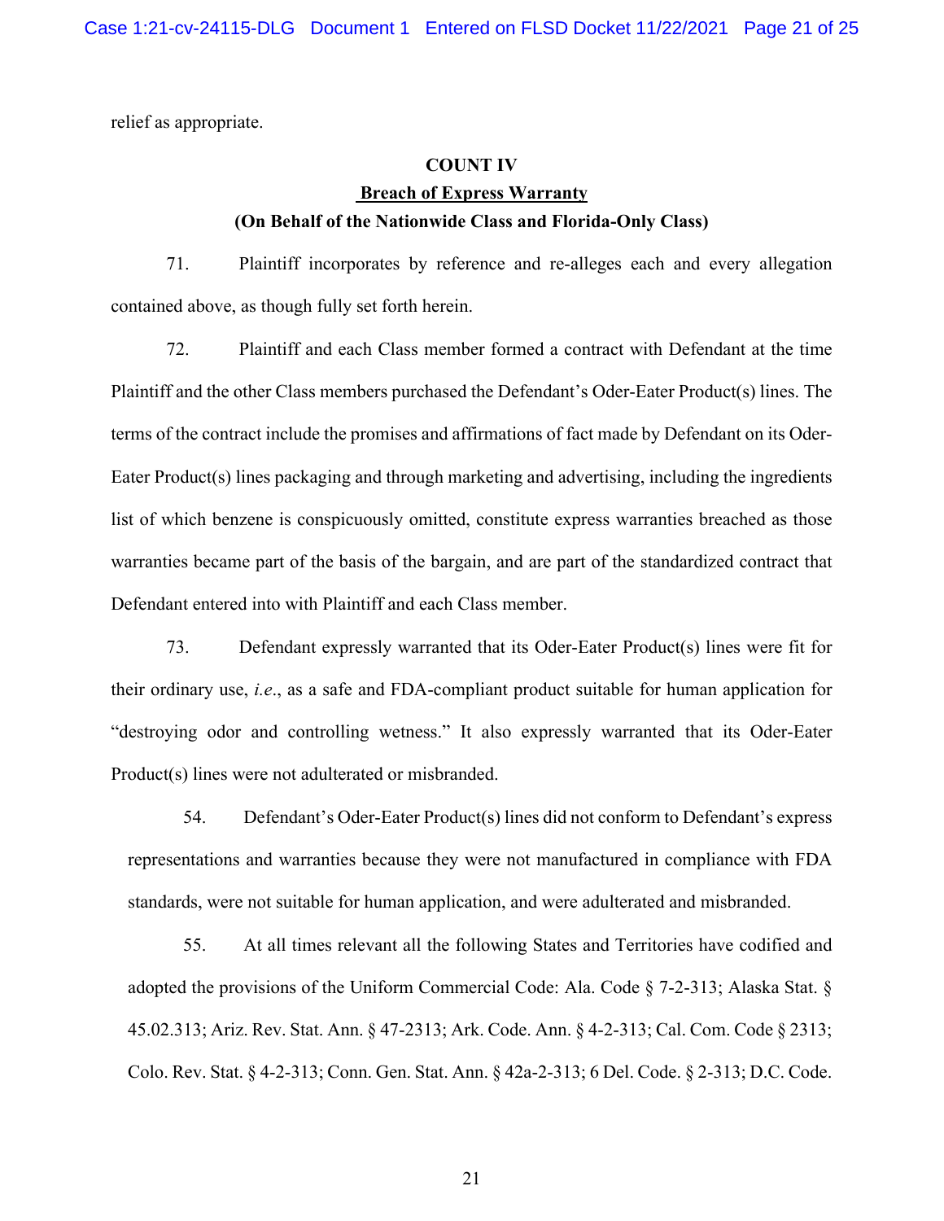relief as appropriate.

**COUNT IV**

**Breach of Express Warranty**

**(On Behalf of the Nationwide Class and Florida-Only Class)**

71. Plaintiff incorporates by reference and re-alleges each and every allegation contained above, as though fully set forth herein.

72. Plaintiff and each Class member formed a contract with Defendant at the time Plaintiff and the other Class members purchased the Defendant's Oder-Eater Product(s) lines. The terms of the contract include the promises and affirmations of fact made by Defendant on its Oder-Eater Product(s) lines packaging and through marketing and advertising, including the ingredients list of which benzene is conspicuously omitted, constitute express warranties breached as those warranties became part of the basis of the bargain, and are part of the standardized contract that Defendant entered into with Plaintiff and each Class member.

73. Defendant expressly warranted that its Oder-Eater Product(s) lines were fit for their ordinary use, *i.e.*, as a safe and FDA-compliant product suitable for human application for "destroying odor and controlling wetness." It also expressly warranted that its Oder-Eater Product(s) lines were not adulterated or misbranded.

54. Defendant's Oder-Eater Product(s) lines did not conform to Defendant's express representations and warranties because they were not manufactured in compliance with FDA standards, were not suitable for human application, and were adulterated and misbranded.

55. At all times relevant all the following States and Territories have codified and adopted the provisions of the Uniform Commercial Code: Ala. Code § 7-2-313; Alaska Stat. § 45.02.313; Ariz. Rev. Stat. Ann. § 47-2313; Ark. Code. Ann. § 4-2-313; Cal. Com. Code § 2313; Colo. Rev. Stat. § 4-2-313; Conn. Gen. Stat. Ann. § 42a-2-313; 6 Del. Code. § 2-313; D.C. Code.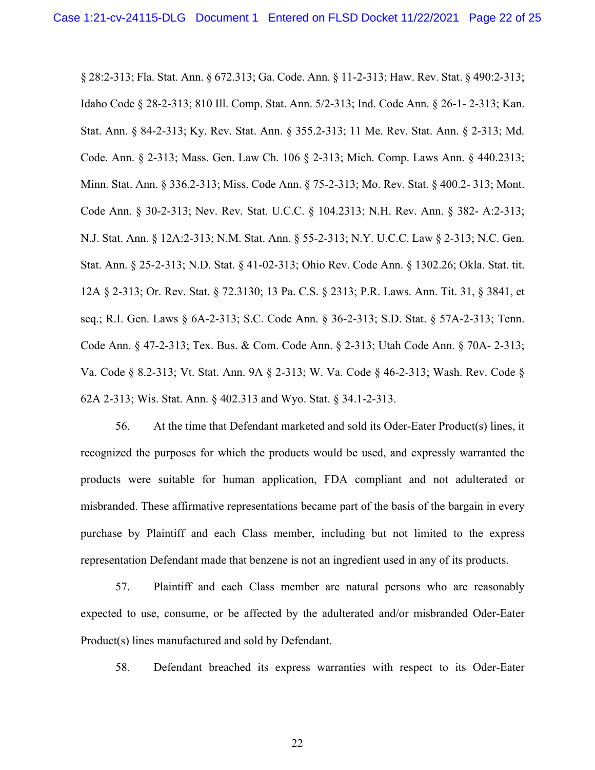§ 28:2-313; Fla. Stat. Ann. § 672.313; Ga. Code. Ann. § 11-2-313; Haw. Rev. Stat. § 490:2-313; Idaho Code § 28-2-313; 810 Ill. Comp. Stat. Ann. 5/2-313; Ind. Code Ann. § 26-1- 2-313; Kan. Stat. Ann. § 84-2-313; Ky. Rev. Stat. Ann. § 355.2-313; 11 Me. Rev. Stat. Ann. § 2-313; Md. Code. Ann. § 2-313; Mass. Gen. Law Ch. 106 § 2-313; Mich. Comp. Laws Ann. § 440.2313; Minn. Stat. Ann. § 336.2-313; Miss. Code Ann. § 75-2-313; Mo. Rev. Stat. § 400.2- 313; Mont. Code Ann. § 30-2-313; Nev. Rev. Stat. U.C.C. § 104.2313; N.H. Rev. Ann. § 382- A:2-313; N.J. Stat. Ann. § 12A:2-313; N.M. Stat. Ann. § 55-2-313; N.Y. U.C.C. Law § 2-313; N.C. Gen. Stat. Ann. § 25-2-313; N.D. Stat. § 41-02-313; Ohio Rev. Code Ann. § 1302.26; Okla. Stat. tit. 12A § 2-313; Or. Rev. Stat. § 72.3130; 13 Pa. C.S. § 2313; P.R. Laws. Ann. Tit. 31, § 3841, et seq.; R.I. Gen. Laws § 6A-2-313; S.C. Code Ann. § 36-2-313; S.D. Stat. § 57A-2-313; Tenn. Code Ann. § 47-2-313; Tex. Bus. & Com. Code Ann. § 2-313; Utah Code Ann. § 70A- 2-313; Va. Code § 8.2-313; Vt. Stat. Ann. 9A § 2-313; W. Va. Code § 46-2-313; Wash. Rev. Code § 62A 2-313; Wis. Stat. Ann. § 402.313 and Wyo. Stat. § 34.1-2-313.

56. At the time that Defendant marketed and sold its Oder-Eater Product(s) lines, it recognized the purposes for which the products would be used, and expressly warranted the products were suitable for human application, FDA compliant and not adulterated or misbranded. These affirmative representations became part of the basis of the bargain in every purchase by Plaintiff and each Class member, including but not limited to the express representation Defendant made that benzene is not an ingredient used in any of its products.

57. Plaintiff and each Class member are natural persons who are reasonably expected to use, consume, or be affected by the adulterated and/or misbranded Oder-Eater Product(s) lines manufactured and sold by Defendant.

58. Defendant breached its express warranties with respect to its Oder-Eater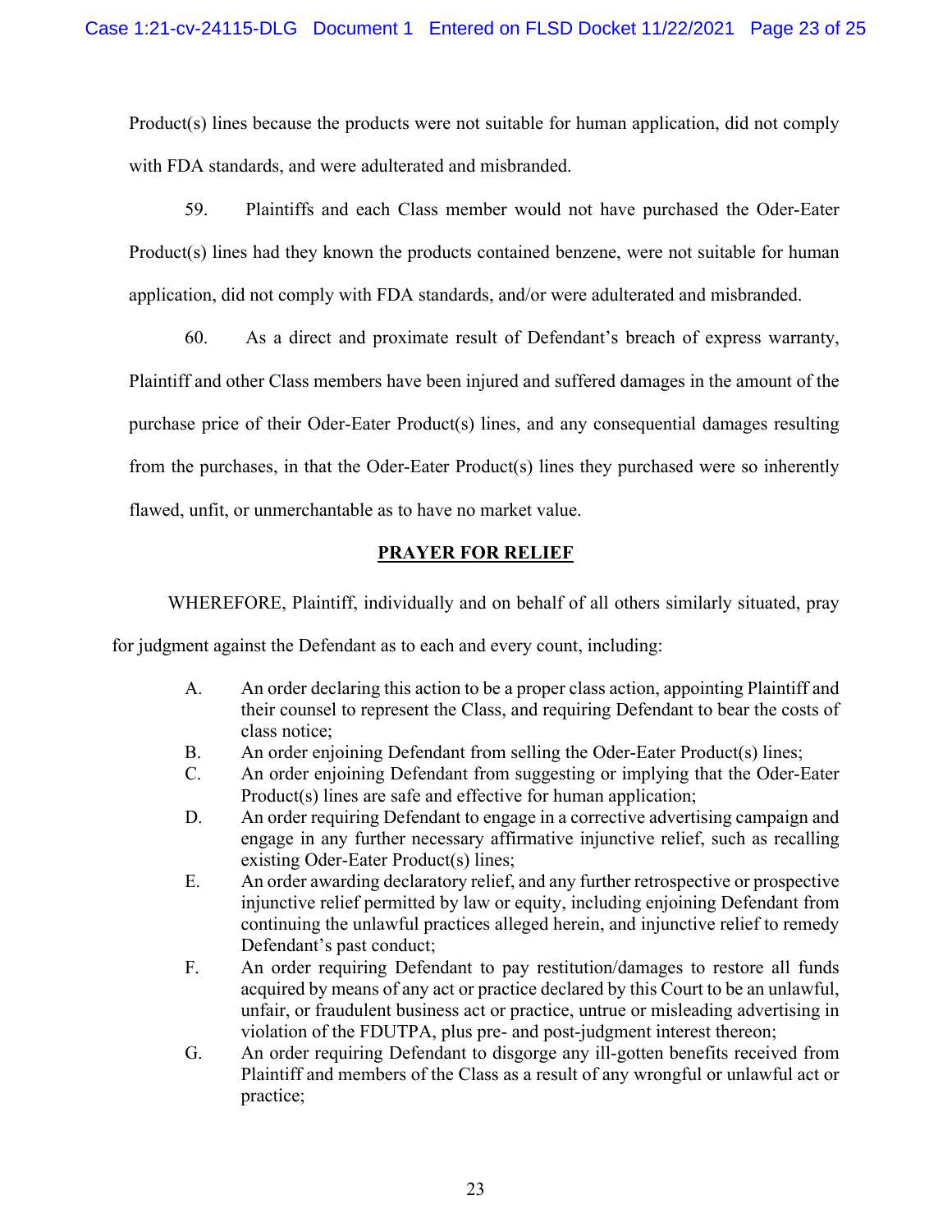Product(s) lines because the products were not suitable for human application, did not comply with FDA standards, and were adulterated and misbranded.

59. Plaintiffs and each Class member would not have purchased the Oder-Eater Product(s) lines had they known the products contained benzene, were not suitable for human application, did not comply with FDA standards, and/or were adulterated and misbranded.

60. As a direct and proximate result of Defendant's breach of express warranty, Plaintiff and other Class members have been injured and suffered damages in the amount of the purchase price of their Oder-Eater Product(s) lines, and any consequential damages resulting from the purchases, in that the Oder-Eater Product(s) lines they purchased were so inherently flawed, unfit, or unmerchantable as to have no market value.

## PRAYER FOR RELIEF

WHEREFORE, Plaintiff, individually and on behalf of all others similarly situated, pray for judgment against the Defendant as to each and every count, including:

A. An order declaring this action to be a proper class action, appointing Plaintiff and their counsel to represent the Class, and requiring Defendant to bear the costs of class notice;

B. An order enjoining Defendant from selling the Oder-Eater Product(s) lines;

C. An order enjoining Defendant from suggesting or implying that the Oder-Eater Product(s) lines are safe and effective for human application;

D. An order requiring Defendant to engage in a corrective advertising campaign and engage in any further necessary affirmative injunctive relief, such as recalling existing Oder-Eater Product(s) lines;

E. An order awarding declaratory relief, and any further retrospective or prospective injunctive relief permitted by law or equity, including enjoining Defendant from continuing the unlawful practices alleged herein, and injunctive relief to remedy Defendant's past conduct;

F. An order requiring Defendant to pay restitution/damages to restore all funds acquired by means of any act or practice declared by this Court to be an unlawful, unfair, or fraudulent business act or practice, untrue or misleading advertising in violation of the FDUTPA, plus pre- and post-judgment interest thereon;

G. An order requiring Defendant to disgorge any ill-gotten benefits received from Plaintiff and members of the Class as a result of any wrongful or unlawful act or practice;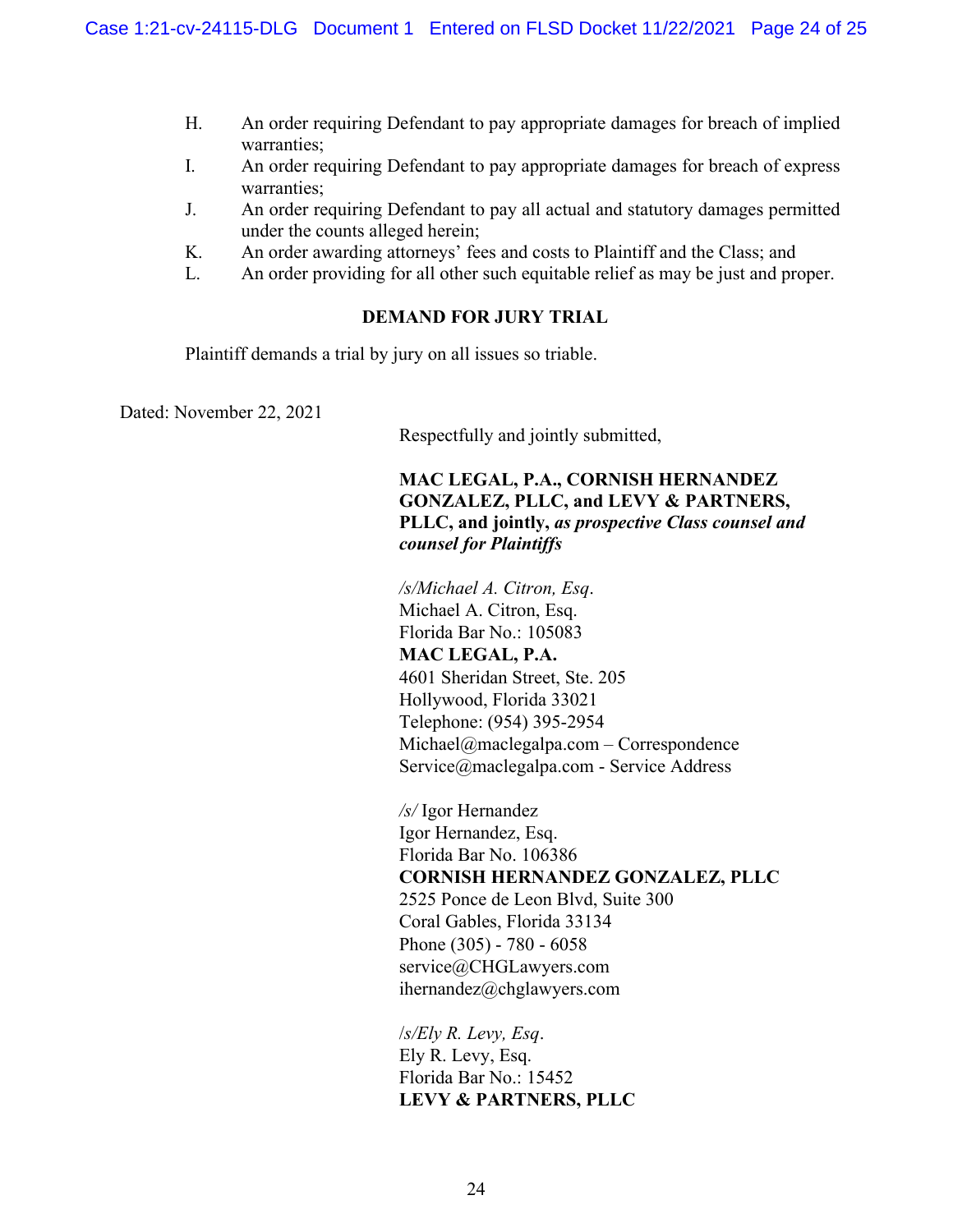H. An order requiring Defendant to pay appropriate damages for breach of implied warranties;

I. An order requiring Defendant to pay appropriate damages for breach of express warranties;

J. An order requiring Defendant to pay all actual and statutory damages permitted under the counts alleged herein;

K. An order awarding attorneys' fees and costs to Plaintiff and the Class; and

L. An order providing for all other such equitable relief as may be just and proper.

**DEMAND FOR JURY TRIAL**

Plaintiff demands a trial by jury on all issues so triable.

Dated: November 22, 2021

Respectfully and jointly submitted,

**MAC LEGAL, P.A., CORNISH HERNANDEZ GONZALEZ, PLLC, and LEVY & PARTNERS, PLLC, and jointly,** ***as prospective Class counsel and counsel for Plaintiffs***

*/s/Michael A. Citron, Esq.*
Michael A. Citron, Esq.
Florida Bar No.: 105083
**MAC LEGAL, P.A.**
4601 Sheridan Street, Ste. 205
Hollywood, Florida 33021
Telephone: (954) 395-2954
Michael@maclegalpa.com – Correspondence
Service@maclegalpa.com - Service Address

*/s/* Igor Hernandez
Igor Hernandez, Esq.
Florida Bar No. 106386
**CORNISH HERNANDEZ GONZALEZ, PLLC**
2525 Ponce de Leon Blvd, Suite 300
Coral Gables, Florida 33134
Phone (305) - 780 - 6058
service@CHGLawyers.com
ihernandez@chglawyers.com

*/s/Ely R. Levy, Esq.*
Ely R. Levy, Esq.
Florida Bar No.: 15452
**LEVY & PARTNERS, PLLC**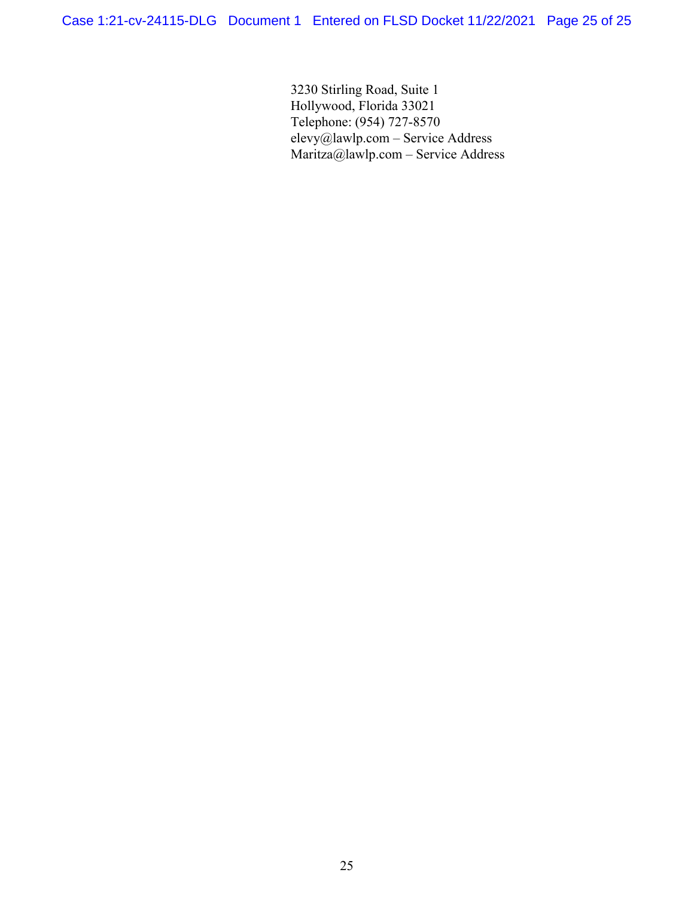3230 Stirling Road, Suite 1
Hollywood, Florida 33021
Telephone: (954) 727-8570
elevy@lawlp.com – Service Address
Maritza@lawlp.com – Service Address